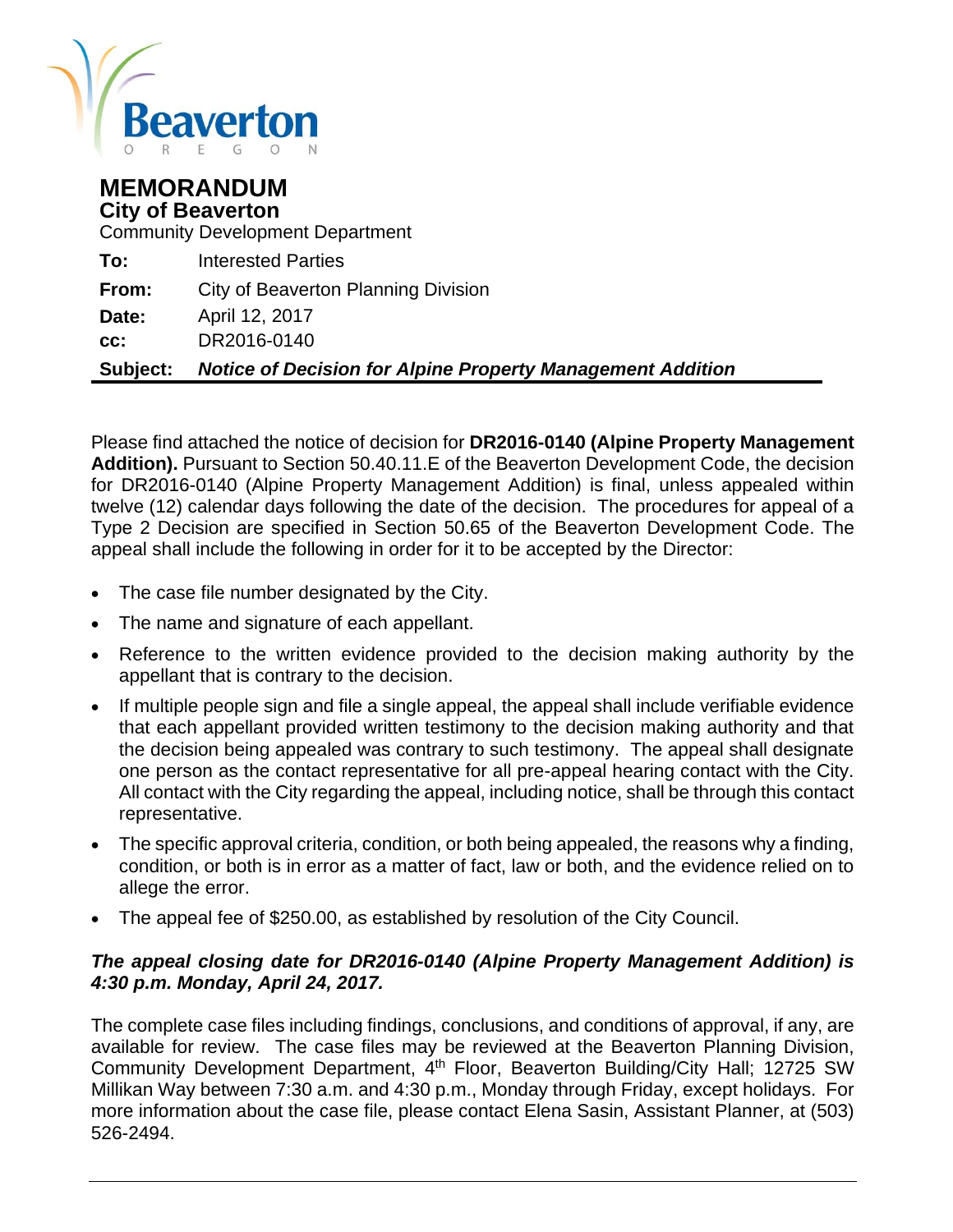Beaverton

OREGON

# MEMORANDUM

## City of Beaverton

Community Development Department

| | |
|---|---|
| **To:** | Interested Parties |
| **From:** | City of Beaverton Planning Division |
| **Date:** | April 12, 2017 |
| **cc:** | DR2016-0140 |
| **Subject:** | ***Notice of Decision for Alpine Property Management Addition*** |

Please find attached the notice of decision for **DR2016-0140 (Alpine Property Management Addition).** Pursuant to Section 50.40.11.E of the Beaverton Development Code, the decision for DR2016-0140 (Alpine Property Management Addition) is final, unless appealed within twelve (12) calendar days following the date of the decision. The procedures for appeal of a Type 2 Decision are specified in Section 50.65 of the Beaverton Development Code. The appeal shall include the following in order for it to be accepted by the Director:

- The case file number designated by the City.
- The name and signature of each appellant.
- Reference to the written evidence provided to the decision making authority by the appellant that is contrary to the decision.
- If multiple people sign and file a single appeal, the appeal shall include verifiable evidence that each appellant provided written testimony to the decision making authority and that the decision being appealed was contrary to such testimony. The appeal shall designate one person as the contact representative for all pre-appeal hearing contact with the City. All contact with the City regarding the appeal, including notice, shall be through this contact representative.
- The specific approval criteria, condition, or both being appealed, the reasons why a finding, condition, or both is in error as a matter of fact, law or both, and the evidence relied on to allege the error.
- The appeal fee of $250.00, as established by resolution of the City Council.

***The appeal closing date for DR2016-0140 (Alpine Property Management Addition) is 4:30 p.m. Monday, April 24, 2017.***

The complete case files including findings, conclusions, and conditions of approval, if any, are available for review. The case files may be reviewed at the Beaverton Planning Division, Community Development Department, 4th Floor, Beaverton Building/City Hall; 12725 SW Millikan Way between 7:30 a.m. and 4:30 p.m., Monday through Friday, except holidays. For more information about the case file, please contact Elena Sasin, Assistant Planner, at (503) 526-2494.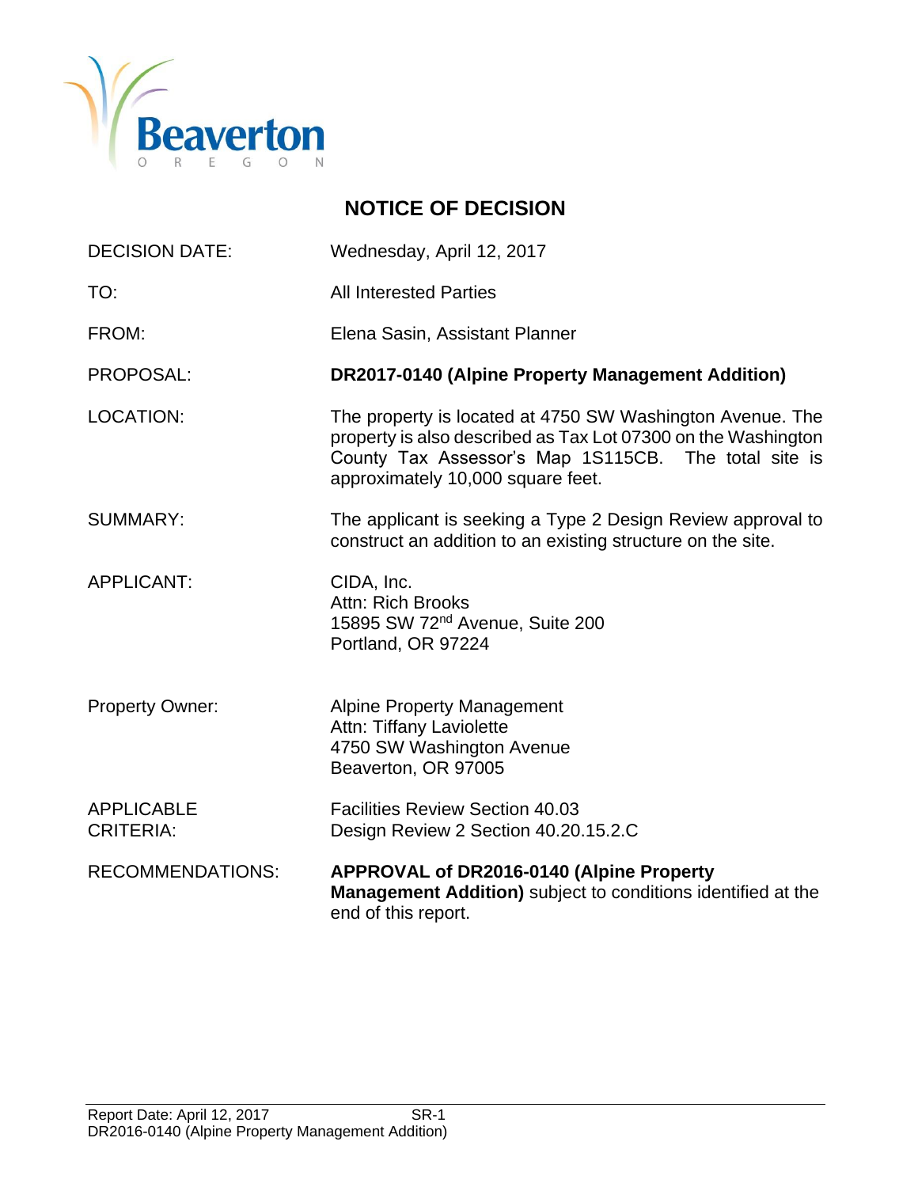# NOTICE OF DECISION

| | |
|---|---|
| DECISION DATE: | Wednesday, April 12, 2017 |
| TO: | All Interested Parties |
| FROM: | Elena Sasin, Assistant Planner |
| PROPOSAL: | **DR2017-0140 (Alpine Property Management Addition)** |
| LOCATION: | The property is located at 4750 SW Washington Avenue. The property is also described as Tax Lot 07300 on the Washington County Tax Assessor's Map 1S115CB. The total site is approximately 10,000 square feet. |
| SUMMARY: | The applicant is seeking a Type 2 Design Review approval to construct an addition to an existing structure on the site. |
| APPLICANT: | CIDA, Inc.<br>Attn: Rich Brooks<br>15895 SW 72nd Avenue, Suite 200<br>Portland, OR 97224 |
| Property Owner: | Alpine Property Management<br>Attn: Tiffany Laviolette<br>4750 SW Washington Avenue<br>Beaverton, OR 97005 |
| APPLICABLE CRITERIA: | Facilities Review Section 40.03<br>Design Review 2 Section 40.20.15.2.C |
| RECOMMENDATIONS: | **APPROVAL of DR2016-0140 (Alpine Property Management Addition)** subject to conditions identified at the end of this report. |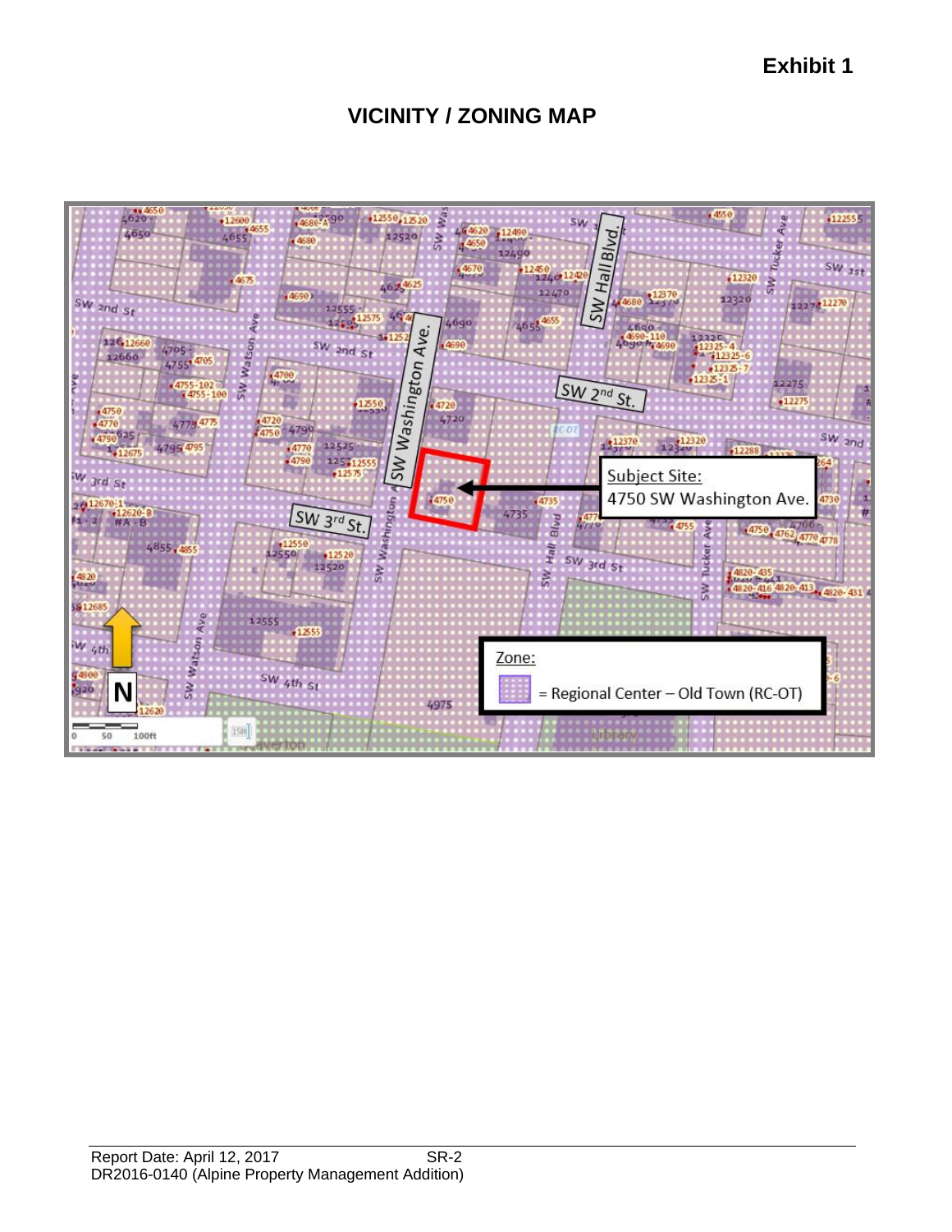**Exhibit 1**

## VICINITY / ZONING MAP

Subject Site:
4750 SW Washington Ave.

Zone:
= Regional Center – Old Town (RC-OT)

Report Date: April 12, 2017 SR-2
DR2016-0140 (Alpine Property Management Addition)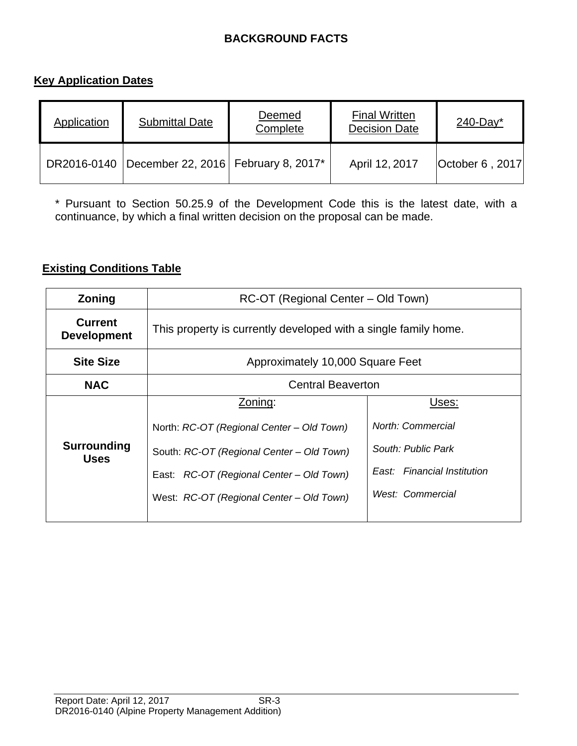# BACKGROUND FACTS

## Key Application Dates

| Application | Submittal Date | Deemed Complete | Final Written Decision Date | 240-Day* |
|---|---|---|---|---|
| DR2016-0140 | December 22, 2016 | February 8, 2017* | April 12, 2017 | October 6 , 2017 |

\* Pursuant to Section 50.25.9 of the Development Code this is the latest date, with a continuance, by which a final written decision on the proposal can be made.

## Existing Conditions Table

| **Zoning** | RC-OT (Regional Center – Old Town) | |
|---|---|---|
| **Current Development** | This property is currently developed with a single family home. | |
| **Site Size** | Approximately 10,000 Square Feet | |
| **NAC** | Central Beaverton | |
| **Surrounding Uses** | Zoning:<br><br>North: *RC-OT (Regional Center – Old Town)*<br><br>South: *RC-OT (Regional Center – Old Town)*<br><br>East: *RC-OT (Regional Center – Old Town)*<br><br>West: *RC-OT (Regional Center – Old Town)* | Uses:<br><br>*North: Commercial*<br><br>*South: Public Park*<br><br>*East: Financial Institution*<br><br>*West: Commercial* |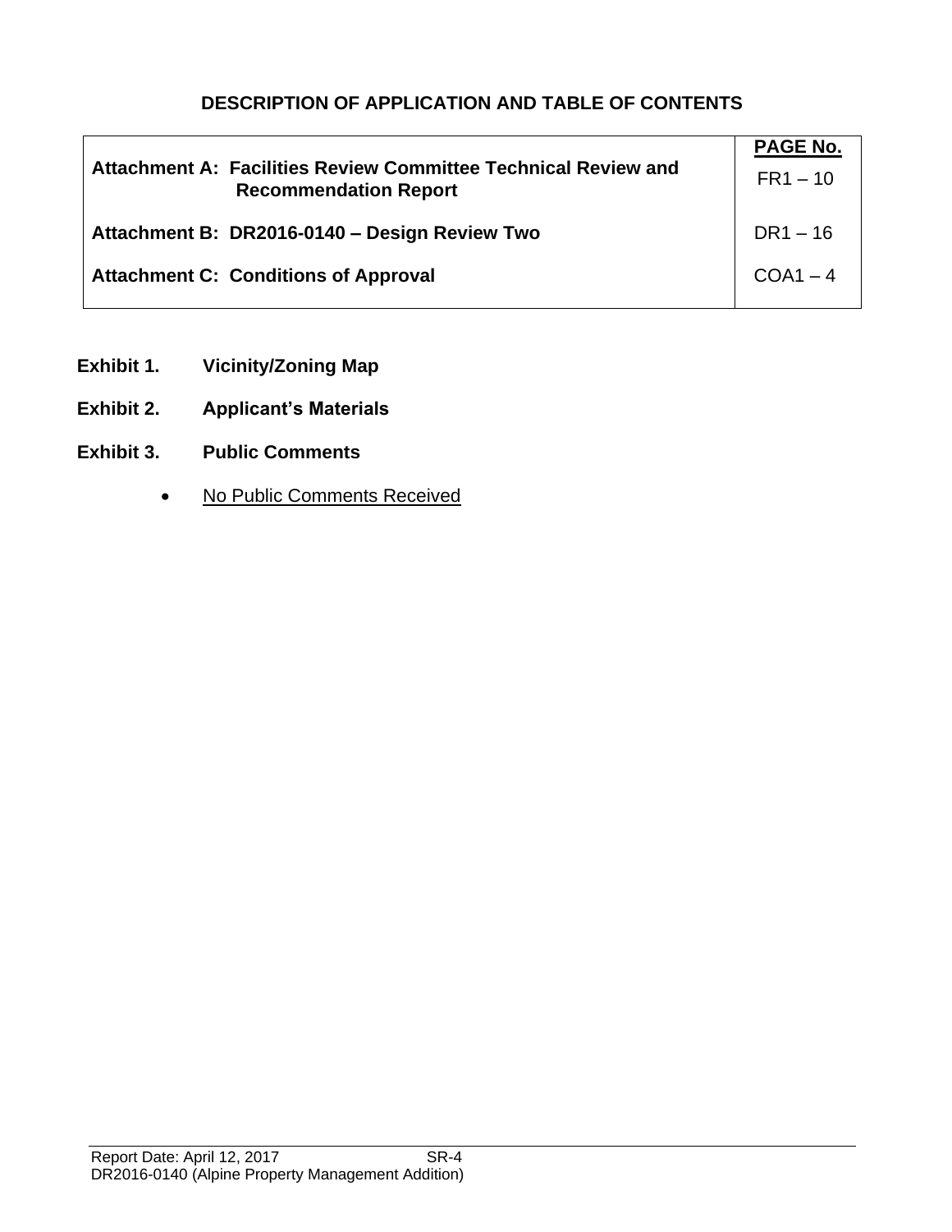## DESCRIPTION OF APPLICATION AND TABLE OF CONTENTS

| | PAGE No. |
|---|---|
| **Attachment A: Facilities Review Committee Technical Review and Recommendation Report** | FR1 – 10 |
| **Attachment B: DR2016-0140 – Design Review Two** | DR1 – 16 |
| **Attachment C: Conditions of Approval** | COA1 – 4 |

**Exhibit 1. Vicinity/Zoning Map**

**Exhibit 2. Applicant's Materials**

**Exhibit 3. Public Comments**

- No Public Comments Received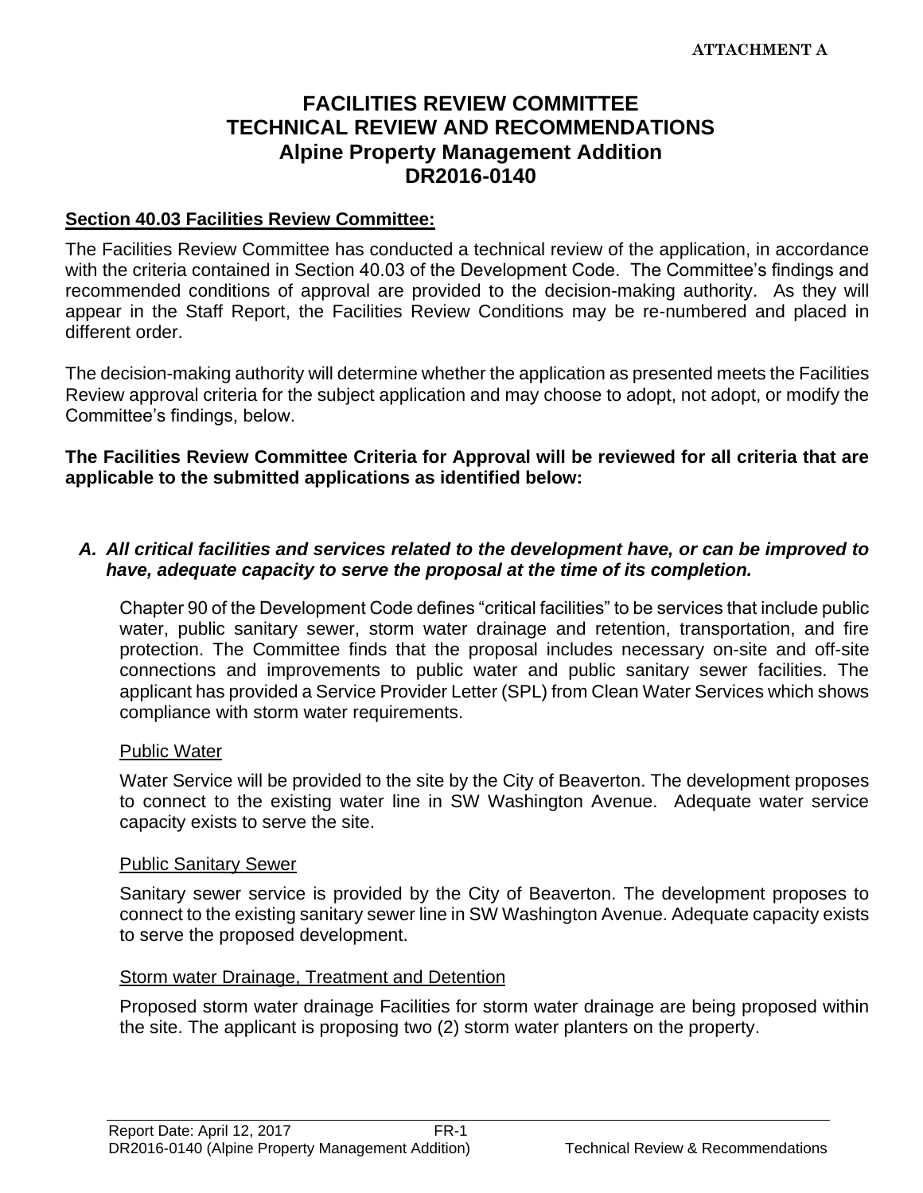ATTACHMENT A

# FACILITIES REVIEW COMMITTEE
# TECHNICAL REVIEW AND RECOMMENDATIONS
# Alpine Property Management Addition
# DR2016-0140

**Section 40.03 Facilities Review Committee:**

The Facilities Review Committee has conducted a technical review of the application, in accordance with the criteria contained in Section 40.03 of the Development Code. The Committee's findings and recommended conditions of approval are provided to the decision-making authority. As they will appear in the Staff Report, the Facilities Review Conditions may be re-numbered and placed in different order.

The decision-making authority will determine whether the application as presented meets the Facilities Review approval criteria for the subject application and may choose to adopt, not adopt, or modify the Committee's findings, below.

**The Facilities Review Committee Criteria for Approval will be reviewed for all criteria that are applicable to the submitted applications as identified below:**

***A. All critical facilities and services related to the development have, or can be improved to have, adequate capacity to serve the proposal at the time of its completion.***

Chapter 90 of the Development Code defines "critical facilities" to be services that include public water, public sanitary sewer, storm water drainage and retention, transportation, and fire protection. The Committee finds that the proposal includes necessary on-site and off-site connections and improvements to public water and public sanitary sewer facilities. The applicant has provided a Service Provider Letter (SPL) from Clean Water Services which shows compliance with storm water requirements.

Public Water

Water Service will be provided to the site by the City of Beaverton. The development proposes to connect to the existing water line in SW Washington Avenue. Adequate water service capacity exists to serve the site.

Public Sanitary Sewer

Sanitary sewer service is provided by the City of Beaverton. The development proposes to connect to the existing sanitary sewer line in SW Washington Avenue. Adequate capacity exists to serve the proposed development.

Storm water Drainage, Treatment and Detention

Proposed storm water drainage Facilities for storm water drainage are being proposed within the site. The applicant is proposing two (2) storm water planters on the property.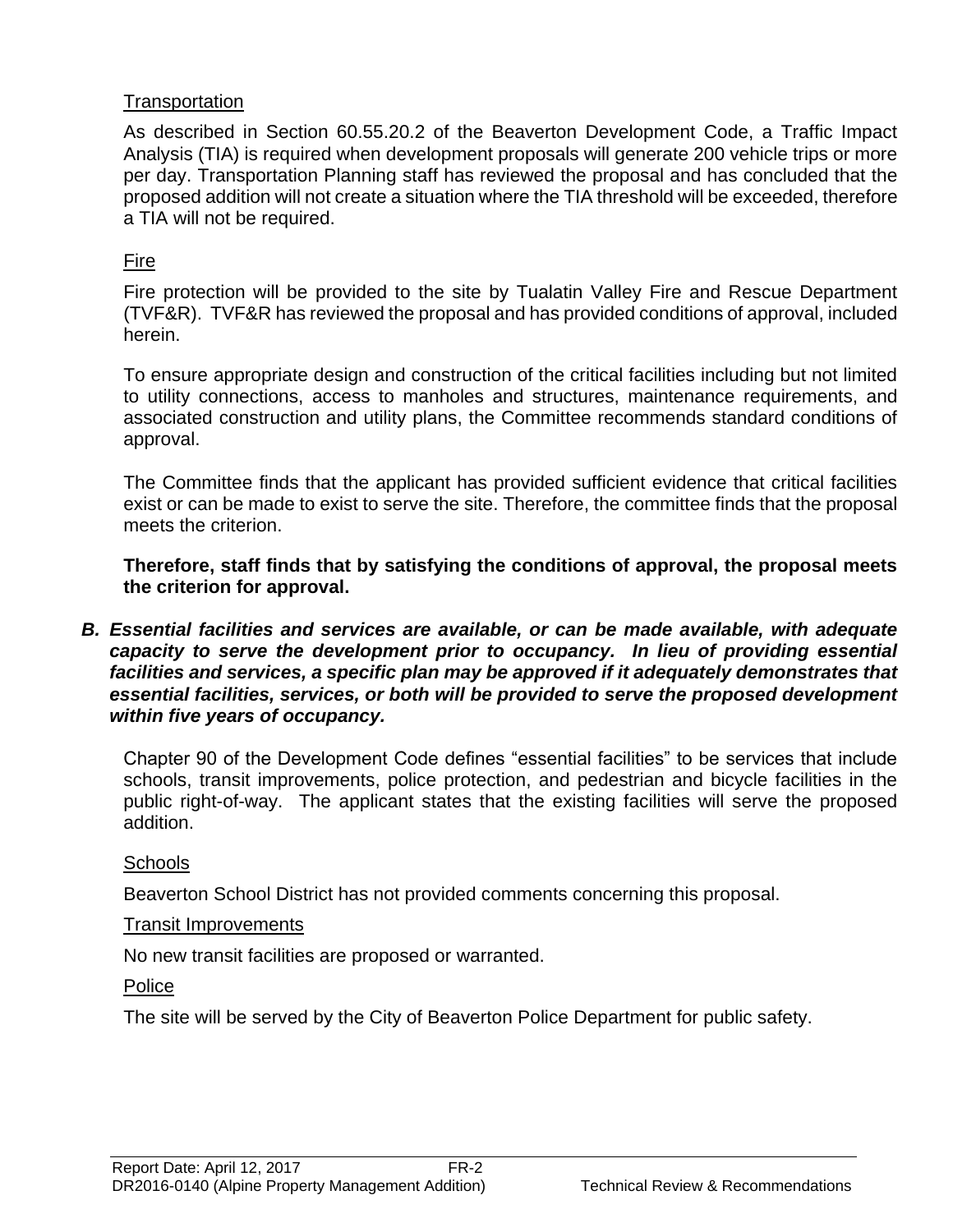Transportation

As described in Section 60.55.20.2 of the Beaverton Development Code, a Traffic Impact Analysis (TIA) is required when development proposals will generate 200 vehicle trips or more per day. Transportation Planning staff has reviewed the proposal and has concluded that the proposed addition will not create a situation where the TIA threshold will be exceeded, therefore a TIA will not be required.

Fire

Fire protection will be provided to the site by Tualatin Valley Fire and Rescue Department (TVF&R). TVF&R has reviewed the proposal and has provided conditions of approval, included herein.

To ensure appropriate design and construction of the critical facilities including but not limited to utility connections, access to manholes and structures, maintenance requirements, and associated construction and utility plans, the Committee recommends standard conditions of approval.

The Committee finds that the applicant has provided sufficient evidence that critical facilities exist or can be made to exist to serve the site. Therefore, the committee finds that the proposal meets the criterion.

**Therefore, staff finds that by satisfying the conditions of approval, the proposal meets the criterion for approval.**

***B. Essential facilities and services are available, or can be made available, with adequate capacity to serve the development prior to occupancy. In lieu of providing essential facilities and services, a specific plan may be approved if it adequately demonstrates that essential facilities, services, or both will be provided to serve the proposed development within five years of occupancy.***

Chapter 90 of the Development Code defines "essential facilities" to be services that include schools, transit improvements, police protection, and pedestrian and bicycle facilities in the public right-of-way. The applicant states that the existing facilities will serve the proposed addition.

Schools

Beaverton School District has not provided comments concerning this proposal.

Transit Improvements

No new transit facilities are proposed or warranted.

Police

The site will be served by the City of Beaverton Police Department for public safety.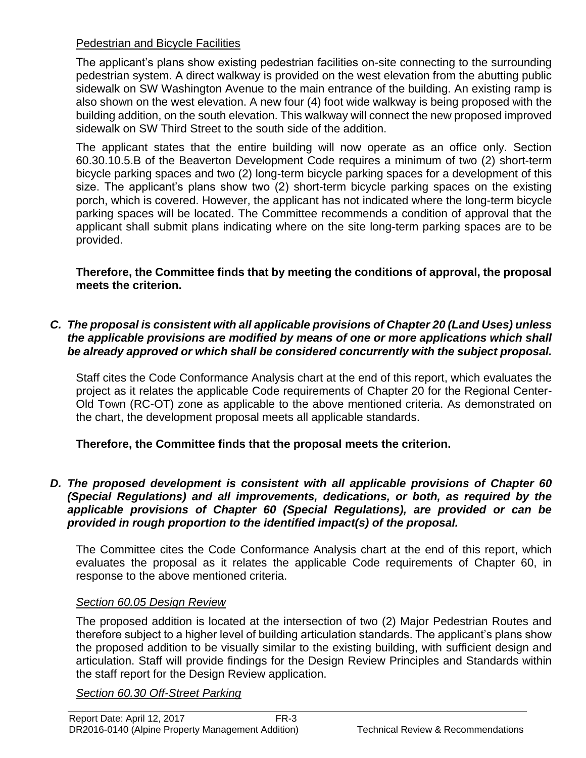Pedestrian and Bicycle Facilities

The applicant's plans show existing pedestrian facilities on-site connecting to the surrounding pedestrian system. A direct walkway is provided on the west elevation from the abutting public sidewalk on SW Washington Avenue to the main entrance of the building. An existing ramp is also shown on the west elevation. A new four (4) foot wide walkway is being proposed with the building addition, on the south elevation. This walkway will connect the new proposed improved sidewalk on SW Third Street to the south side of the addition.

The applicant states that the entire building will now operate as an office only. Section 60.30.10.5.B of the Beaverton Development Code requires a minimum of two (2) short-term bicycle parking spaces and two (2) long-term bicycle parking spaces for a development of this size. The applicant's plans show two (2) short-term bicycle parking spaces on the existing porch, which is covered. However, the applicant has not indicated where the long-term bicycle parking spaces will be located. The Committee recommends a condition of approval that the applicant shall submit plans indicating where on the site long-term parking spaces are to be provided.

**Therefore, the Committee finds that by meeting the conditions of approval, the proposal meets the criterion.**

***C. The proposal is consistent with all applicable provisions of Chapter 20 (Land Uses) unless the applicable provisions are modified by means of one or more applications which shall be already approved or which shall be considered concurrently with the subject proposal.***

Staff cites the Code Conformance Analysis chart at the end of this report, which evaluates the project as it relates the applicable Code requirements of Chapter 20 for the Regional Center-Old Town (RC-OT) zone as applicable to the above mentioned criteria. As demonstrated on the chart, the development proposal meets all applicable standards.

**Therefore, the Committee finds that the proposal meets the criterion.**

***D. The proposed development is consistent with all applicable provisions of Chapter 60 (Special Regulations) and all improvements, dedications, or both, as required by the applicable provisions of Chapter 60 (Special Regulations), are provided or can be provided in rough proportion to the identified impact(s) of the proposal.***

The Committee cites the Code Conformance Analysis chart at the end of this report, which evaluates the proposal as it relates the applicable Code requirements of Chapter 60, in response to the above mentioned criteria.

*Section 60.05 Design Review*

The proposed addition is located at the intersection of two (2) Major Pedestrian Routes and therefore subject to a higher level of building articulation standards. The applicant's plans show the proposed addition to be visually similar to the existing building, with sufficient design and articulation. Staff will provide findings for the Design Review Principles and Standards within the staff report for the Design Review application.

*Section 60.30 Off-Street Parking*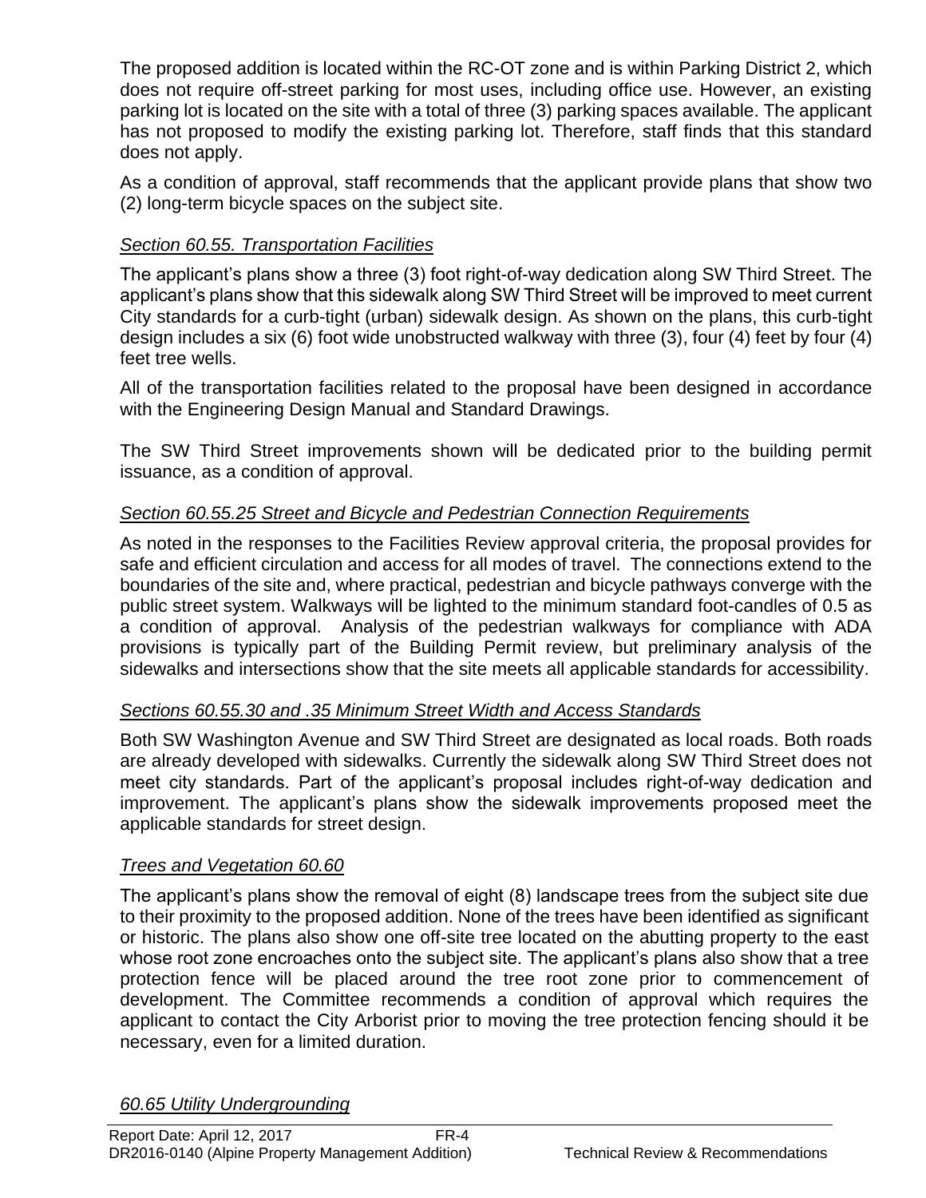The proposed addition is located within the RC-OT zone and is within Parking District 2, which does not require off-street parking for most uses, including office use. However, an existing parking lot is located on the site with a total of three (3) parking spaces available. The applicant has not proposed to modify the existing parking lot. Therefore, staff finds that this standard does not apply.

As a condition of approval, staff recommends that the applicant provide plans that show two (2) long-term bicycle spaces on the subject site.

*Section 60.55. Transportation Facilities*

The applicant's plans show a three (3) foot right-of-way dedication along SW Third Street. The applicant's plans show that this sidewalk along SW Third Street will be improved to meet current City standards for a curb-tight (urban) sidewalk design. As shown on the plans, this curb-tight design includes a six (6) foot wide unobstructed walkway with three (3), four (4) feet by four (4) feet tree wells.

All of the transportation facilities related to the proposal have been designed in accordance with the Engineering Design Manual and Standard Drawings.

The SW Third Street improvements shown will be dedicated prior to the building permit issuance, as a condition of approval.

*Section 60.55.25 Street and Bicycle and Pedestrian Connection Requirements*

As noted in the responses to the Facilities Review approval criteria, the proposal provides for safe and efficient circulation and access for all modes of travel. The connections extend to the boundaries of the site and, where practical, pedestrian and bicycle pathways converge with the public street system. Walkways will be lighted to the minimum standard foot-candles of 0.5 as a condition of approval. Analysis of the pedestrian walkways for compliance with ADA provisions is typically part of the Building Permit review, but preliminary analysis of the sidewalks and intersections show that the site meets all applicable standards for accessibility.

*Sections 60.55.30 and .35 Minimum Street Width and Access Standards*

Both SW Washington Avenue and SW Third Street are designated as local roads. Both roads are already developed with sidewalks. Currently the sidewalk along SW Third Street does not meet city standards. Part of the applicant's proposal includes right-of-way dedication and improvement. The applicant's plans show the sidewalk improvements proposed meet the applicable standards for street design.

*Trees and Vegetation 60.60*

The applicant's plans show the removal of eight (8) landscape trees from the subject site due to their proximity to the proposed addition. None of the trees have been identified as significant or historic. The plans also show one off-site tree located on the abutting property to the east whose root zone encroaches onto the subject site. The applicant's plans also show that a tree protection fence will be placed around the tree root zone prior to commencement of development. The Committee recommends a condition of approval which requires the applicant to contact the City Arborist prior to moving the tree protection fencing should it be necessary, even for a limited duration.

*60.65 Utility Undergrounding*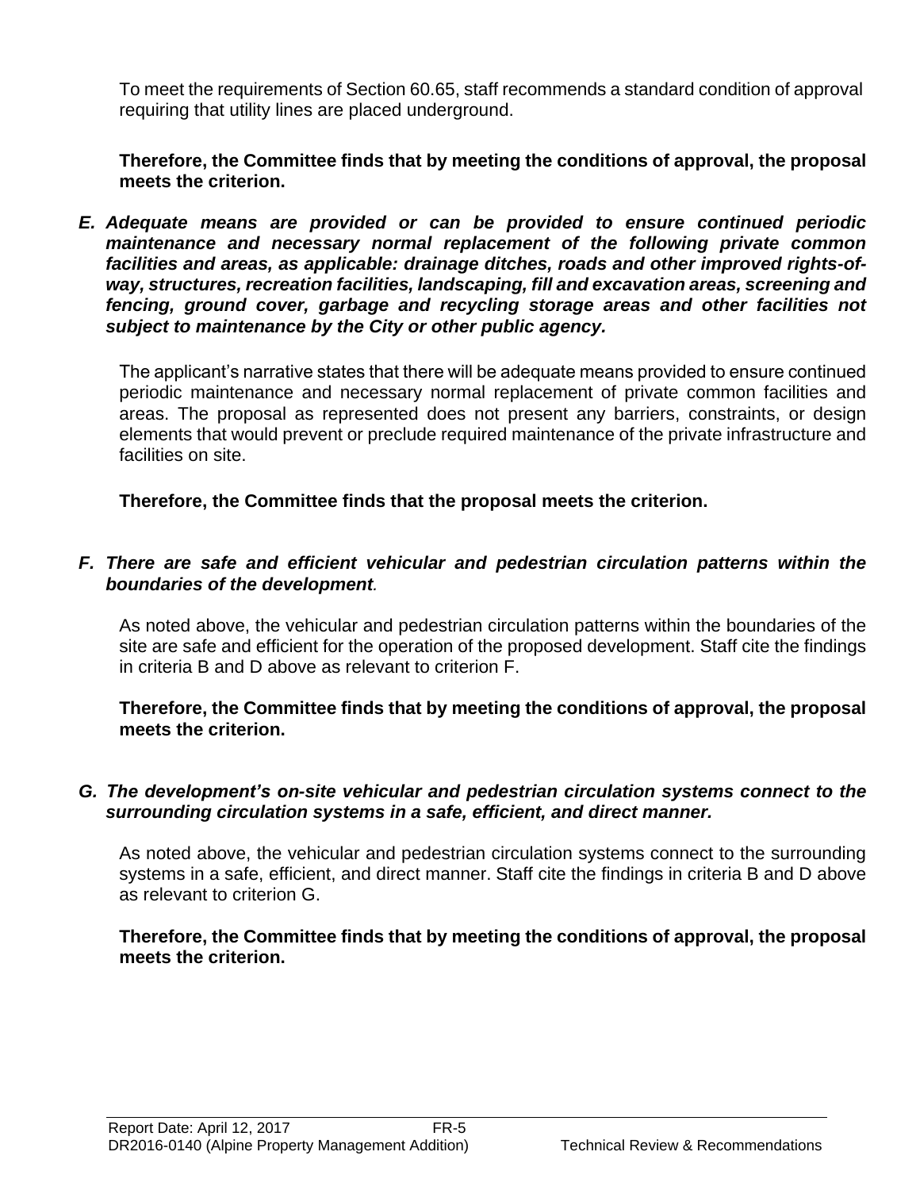To meet the requirements of Section 60.65, staff recommends a standard condition of approval requiring that utility lines are placed underground.

**Therefore, the Committee finds that by meeting the conditions of approval, the proposal meets the criterion.**

***E. Adequate means are provided or can be provided to ensure continued periodic maintenance and necessary normal replacement of the following private common facilities and areas, as applicable: drainage ditches, roads and other improved rights-of-way, structures, recreation facilities, landscaping, fill and excavation areas, screening and fencing, ground cover, garbage and recycling storage areas and other facilities not subject to maintenance by the City or other public agency.***

The applicant's narrative states that there will be adequate means provided to ensure continued periodic maintenance and necessary normal replacement of private common facilities and areas. The proposal as represented does not present any barriers, constraints, or design elements that would prevent or preclude required maintenance of the private infrastructure and facilities on site.

**Therefore, the Committee finds that the proposal meets the criterion.**

***F. There are safe and efficient vehicular and pedestrian circulation patterns within the boundaries of the development.***

As noted above, the vehicular and pedestrian circulation patterns within the boundaries of the site are safe and efficient for the operation of the proposed development. Staff cite the findings in criteria B and D above as relevant to criterion F.

**Therefore, the Committee finds that by meeting the conditions of approval, the proposal meets the criterion.**

***G. The development's on-site vehicular and pedestrian circulation systems connect to the surrounding circulation systems in a safe, efficient, and direct manner.***

As noted above, the vehicular and pedestrian circulation systems connect to the surrounding systems in a safe, efficient, and direct manner. Staff cite the findings in criteria B and D above as relevant to criterion G.

**Therefore, the Committee finds that by meeting the conditions of approval, the proposal meets the criterion.**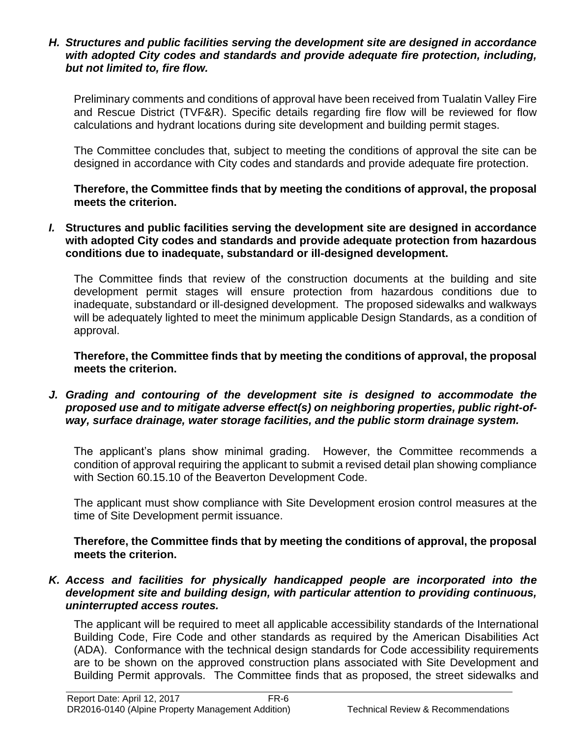***H. Structures and public facilities serving the development site are designed in accordance with adopted City codes and standards and provide adequate fire protection, including, but not limited to, fire flow.***

Preliminary comments and conditions of approval have been received from Tualatin Valley Fire and Rescue District (TVF&R). Specific details regarding fire flow will be reviewed for flow calculations and hydrant locations during site development and building permit stages.

The Committee concludes that, subject to meeting the conditions of approval the site can be designed in accordance with City codes and standards and provide adequate fire protection.

**Therefore, the Committee finds that by meeting the conditions of approval, the proposal meets the criterion.**

***I.*** **Structures and public facilities serving the development site are designed in accordance with adopted City codes and standards and provide adequate protection from hazardous conditions due to inadequate, substandard or ill-designed development.**

The Committee finds that review of the construction documents at the building and site development permit stages will ensure protection from hazardous conditions due to inadequate, substandard or ill-designed development. The proposed sidewalks and walkways will be adequately lighted to meet the minimum applicable Design Standards, as a condition of approval.

**Therefore, the Committee finds that by meeting the conditions of approval, the proposal meets the criterion.**

***J. Grading and contouring of the development site is designed to accommodate the proposed use and to mitigate adverse effect(s) on neighboring properties, public right-of-way, surface drainage, water storage facilities, and the public storm drainage system.***

The applicant's plans show minimal grading. However, the Committee recommends a condition of approval requiring the applicant to submit a revised detail plan showing compliance with Section 60.15.10 of the Beaverton Development Code.

The applicant must show compliance with Site Development erosion control measures at the time of Site Development permit issuance.

**Therefore, the Committee finds that by meeting the conditions of approval, the proposal meets the criterion.**

***K. Access and facilities for physically handicapped people are incorporated into the development site and building design, with particular attention to providing continuous, uninterrupted access routes.***

The applicant will be required to meet all applicable accessibility standards of the International Building Code, Fire Code and other standards as required by the American Disabilities Act (ADA). Conformance with the technical design standards for Code accessibility requirements are to be shown on the approved construction plans associated with Site Development and Building Permit approvals. The Committee finds that as proposed, the street sidewalks and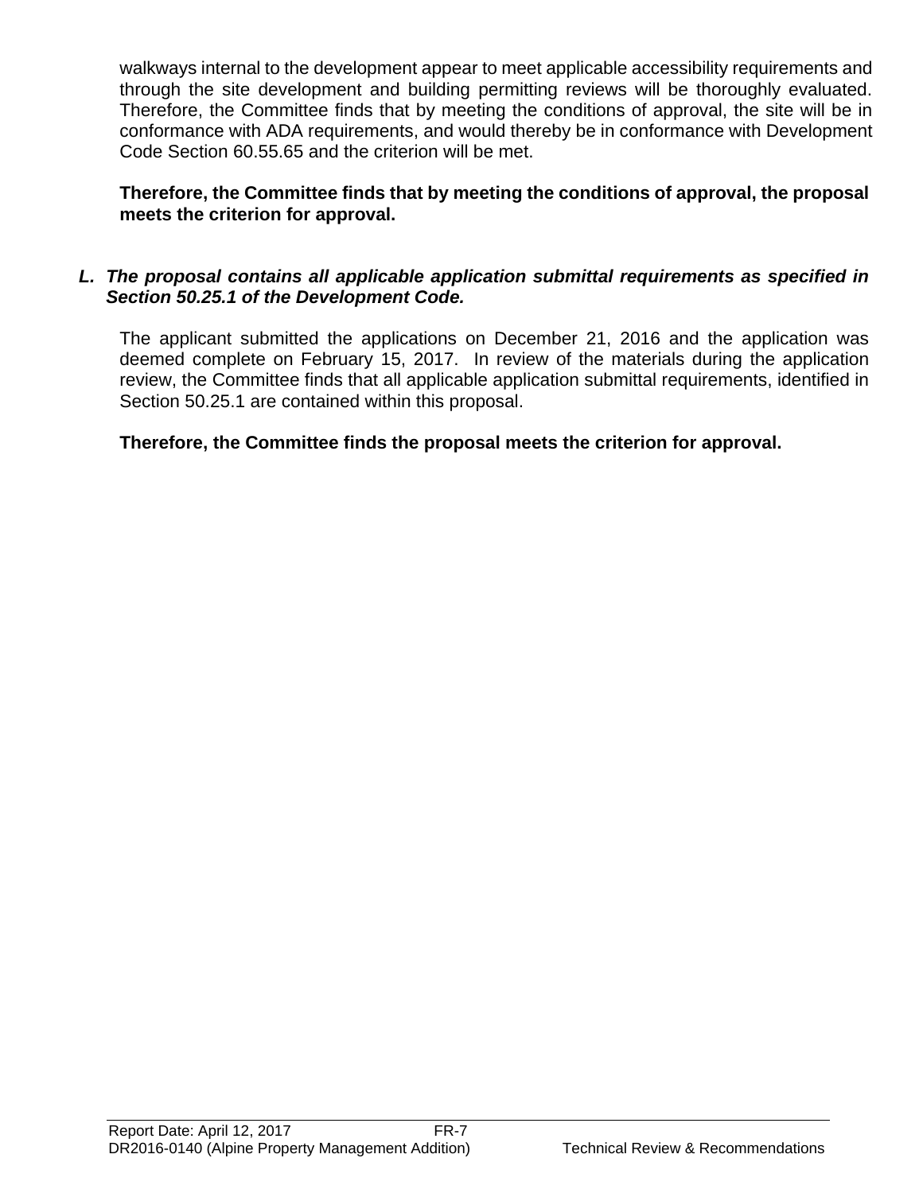walkways internal to the development appear to meet applicable accessibility requirements and through the site development and building permitting reviews will be thoroughly evaluated. Therefore, the Committee finds that by meeting the conditions of approval, the site will be in conformance with ADA requirements, and would thereby be in conformance with Development Code Section 60.55.65 and the criterion will be met.

**Therefore, the Committee finds that by meeting the conditions of approval, the proposal meets the criterion for approval.**

***L. The proposal contains all applicable application submittal requirements as specified in Section 50.25.1 of the Development Code.***

The applicant submitted the applications on December 21, 2016 and the application was deemed complete on February 15, 2017. In review of the materials during the application review, the Committee finds that all applicable application submittal requirements, identified in Section 50.25.1 are contained within this proposal.

**Therefore, the Committee finds the proposal meets the criterion for approval.**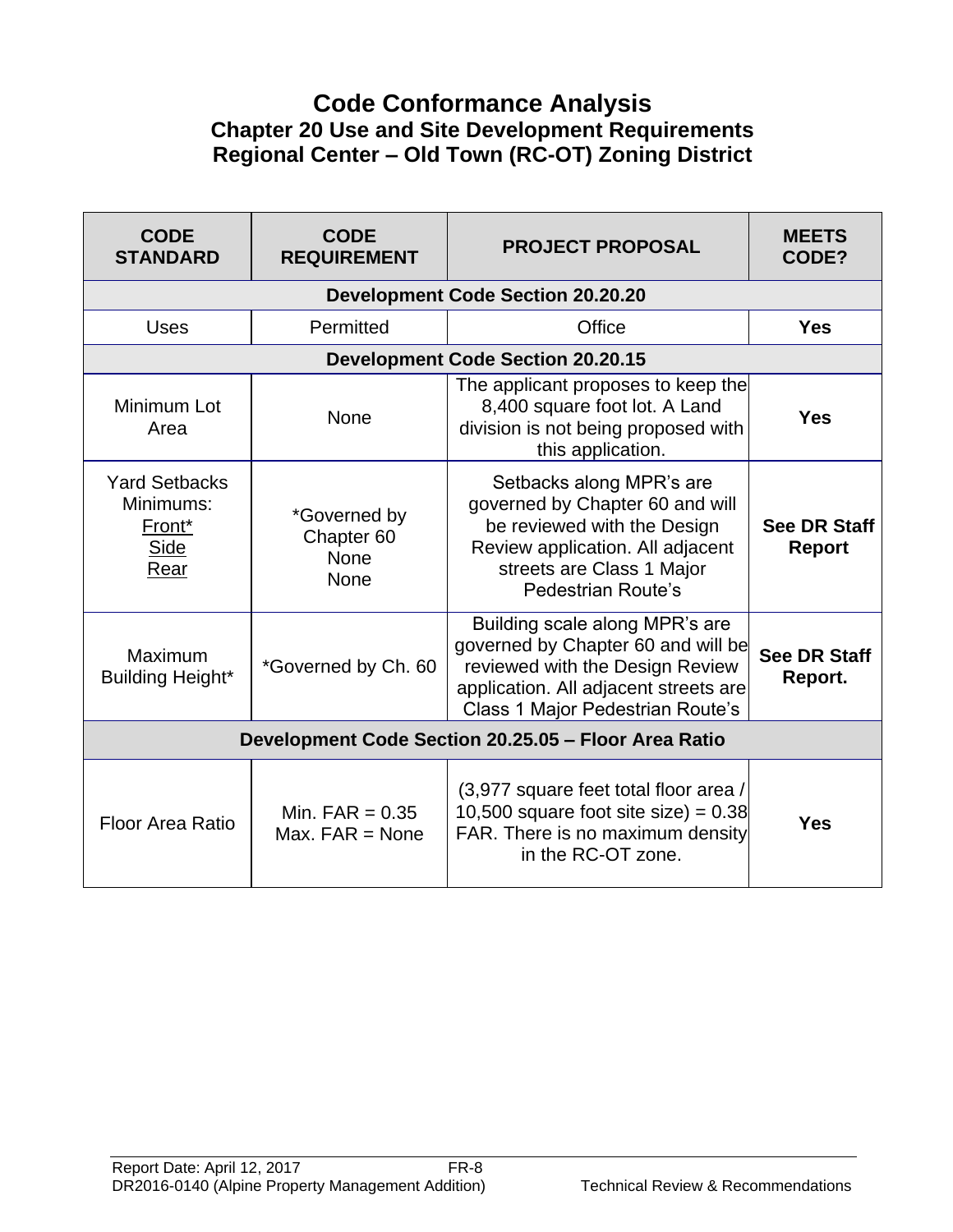# Code Conformance Analysis

## Chapter 20 Use and Site Development Requirements

## Regional Center – Old Town (RC-OT) Zoning District

| CODE STANDARD | CODE REQUIREMENT | PROJECT PROPOSAL | MEETS CODE? |
|---|---|---|---|
| **Development Code Section 20.20.20** | | | |
| Uses | Permitted | Office | **Yes** |
| **Development Code Section 20.20.15** | | | |
| Minimum Lot Area | None | The applicant proposes to keep the 8,400 square foot lot. A Land division is not being proposed with this application. | **Yes** |
| Yard Setbacks Minimums: Front* Side Rear | *Governed by Chapter 60 None None | Setbacks along MPR's are governed by Chapter 60 and will be reviewed with the Design Review application. All adjacent streets are Class 1 Major Pedestrian Route's | **See DR Staff Report** |
| Maximum Building Height* | *Governed by Ch. 60 | Building scale along MPR's are governed by Chapter 60 and will be reviewed with the Design Review application. All adjacent streets are Class 1 Major Pedestrian Route's | **See DR Staff Report.** |
| **Development Code Section 20.25.05 – Floor Area Ratio** | | | |
| Floor Area Ratio | Min. FAR = 0.35 Max. FAR = None | (3,977 square feet total floor area / 10,500 square foot site size) = 0.38 FAR. There is no maximum density in the RC-OT zone. | **Yes** |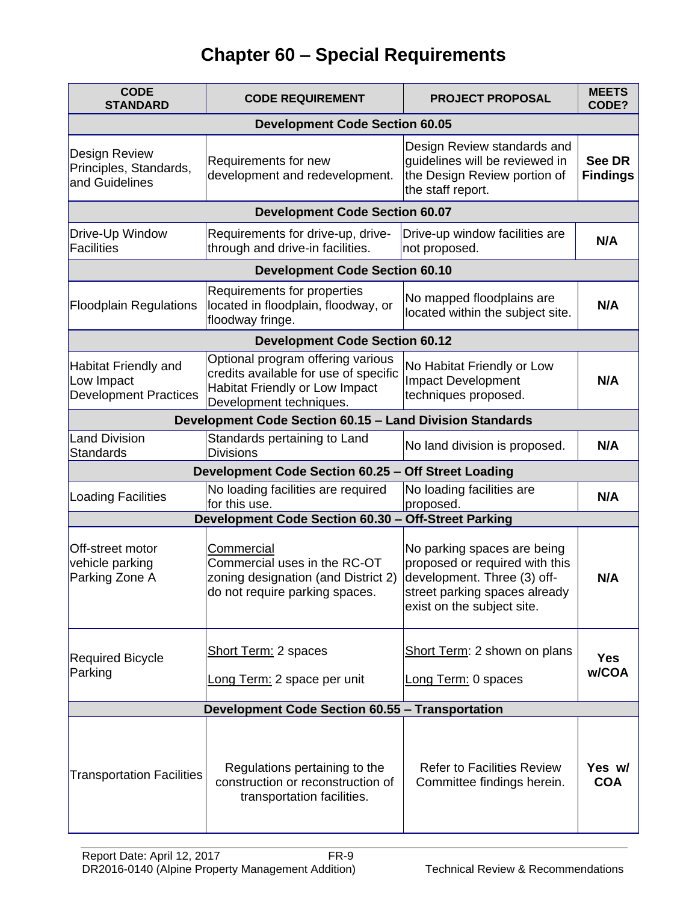# Chapter 60 – Special Requirements

| CODE STANDARD | CODE REQUIREMENT | PROJECT PROPOSAL | MEETS CODE? |
|---|---|---|---|
| **Development Code Section 60.05** | | | |
| Design Review Principles, Standards, and Guidelines | Requirements for new development and redevelopment. | Design Review standards and guidelines will be reviewed in the Design Review portion of the staff report. | **See DR Findings** |
| **Development Code Section 60.07** | | | |
| Drive-Up Window Facilities | Requirements for drive-up, drive-through and drive-in facilities. | Drive-up window facilities are not proposed. | **N/A** |
| **Development Code Section 60.10** | | | |
| Floodplain Regulations | Requirements for properties located in floodplain, floodway, or floodway fringe. | No mapped floodplains are located within the subject site. | **N/A** |
| **Development Code Section 60.12** | | | |
| Habitat Friendly and Low Impact Development Practices | Optional program offering various credits available for use of specific Habitat Friendly or Low Impact Development techniques. | No Habitat Friendly or Low Impact Development techniques proposed. | **N/A** |
| **Development Code Section 60.15 – Land Division Standards** | | | |
| Land Division Standards | Standards pertaining to Land Divisions | No land division is proposed. | **N/A** |
| **Development Code Section 60.25 – Off Street Loading** | | | |
| Loading Facilities | No loading facilities are required for this use. | No loading facilities are proposed. | **N/A** |
| **Development Code Section 60.30 – Off-Street Parking** | | | |
| Off-street motor vehicle parking Parking Zone A | Commercial<br>Commercial uses in the RC-OT zoning designation (and District 2) do not require parking spaces. | No parking spaces are being proposed or required with this development. Three (3) off-street parking spaces already exist on the subject site. | **N/A** |
| Required Bicycle Parking | Short Term: 2 spaces<br><br>Long Term: 2 space per unit | Short Term: 2 shown on plans<br><br>Long Term: 0 spaces | **Yes w/COA** |
| **Development Code Section 60.55 – Transportation** | | | |
| Transportation Facilities | Regulations pertaining to the construction or reconstruction of transportation facilities. | Refer to Facilities Review Committee findings herein. | **Yes w/ COA** |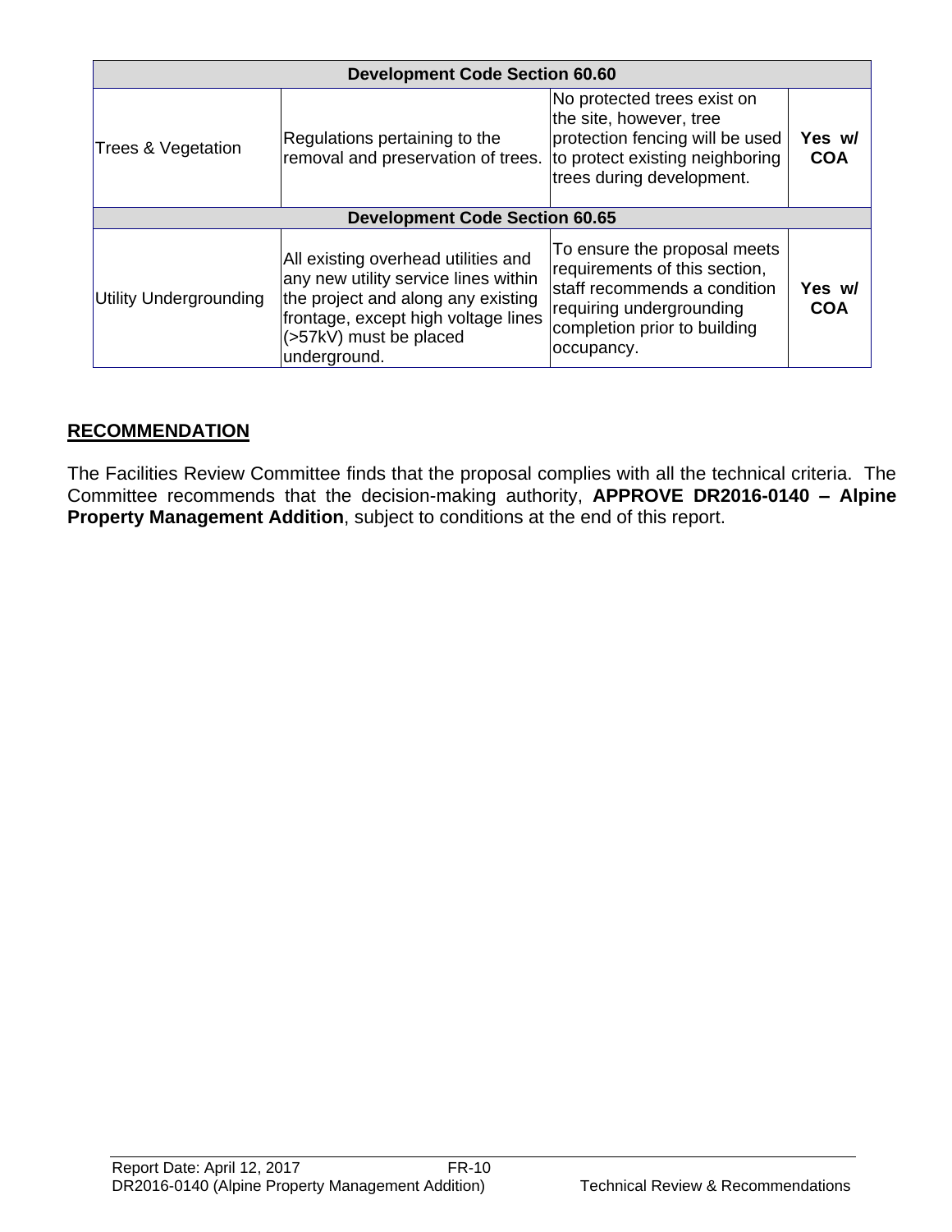| Development Code Section 60.60 | | | |
|---|---|---|---|
| Trees & Vegetation | Regulations pertaining to the removal and preservation of trees. | No protected trees exist on the site, however, tree protection fencing will be used to protect existing neighboring trees during development. | **Yes w/ COA** |
| **Development Code Section 60.65** | | | |
| Utility Undergrounding | All existing overhead utilities and any new utility service lines within the project and along any existing frontage, except high voltage lines (>57kV) must be placed underground. | To ensure the proposal meets requirements of this section, staff recommends a condition requiring undergrounding completion prior to building occupancy. | **Yes w/ COA** |

## RECOMMENDATION

The Facilities Review Committee finds that the proposal complies with all the technical criteria. The Committee recommends that the decision-making authority, **APPROVE DR2016-0140 – Alpine Property Management Addition**, subject to conditions at the end of this report.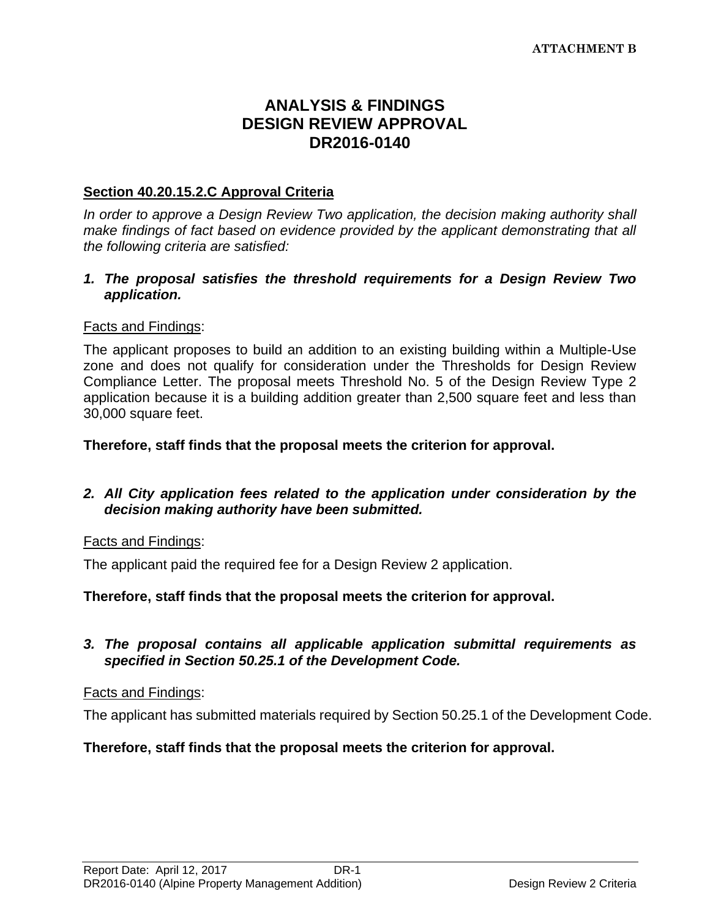**ATTACHMENT B**

# ANALYSIS & FINDINGS
# DESIGN REVIEW APPROVAL
# DR2016-0140

**<u>Section 40.20.15.2.C Approval Criteria</u>**

*In order to approve a Design Review Two application, the decision making authority shall make findings of fact based on evidence provided by the applicant demonstrating that all the following criteria are satisfied:*

***1. The proposal satisfies the threshold requirements for a Design Review Two application.***

<u>Facts and Findings</u>:

The applicant proposes to build an addition to an existing building within a Multiple-Use zone and does not qualify for consideration under the Thresholds for Design Review Compliance Letter. The proposal meets Threshold No. 5 of the Design Review Type 2 application because it is a building addition greater than 2,500 square feet and less than 30,000 square feet.

**Therefore, staff finds that the proposal meets the criterion for approval.**

***2. All City application fees related to the application under consideration by the decision making authority have been submitted.***

<u>Facts and Findings</u>:

The applicant paid the required fee for a Design Review 2 application.

**Therefore, staff finds that the proposal meets the criterion for approval.**

***3. The proposal contains all applicable application submittal requirements as specified in Section 50.25.1 of the Development Code.***

<u>Facts and Findings</u>:

The applicant has submitted materials required by Section 50.25.1 of the Development Code.

**Therefore, staff finds that the proposal meets the criterion for approval.**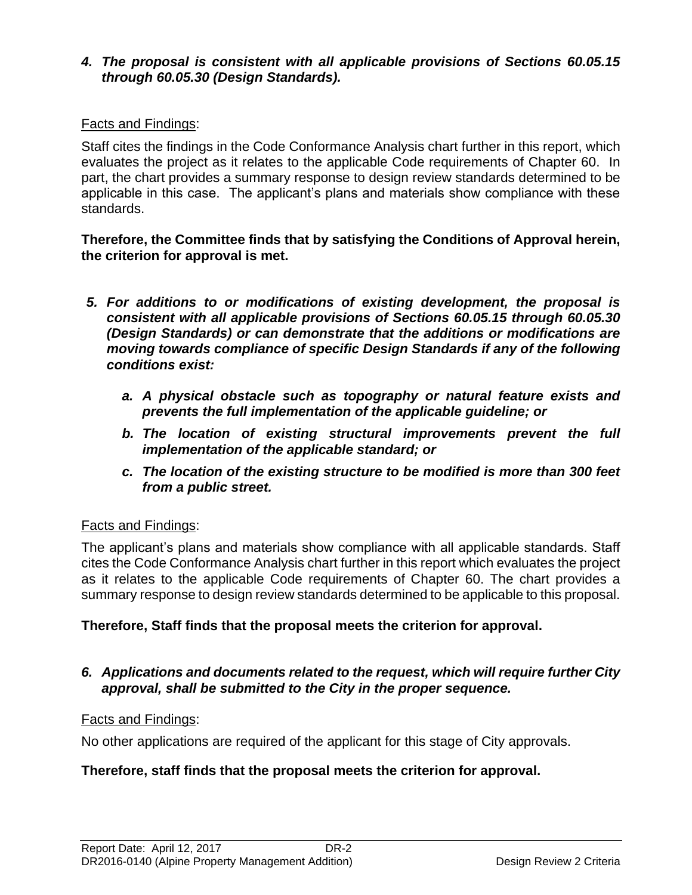***4. The proposal is consistent with all applicable provisions of Sections 60.05.15 through 60.05.30 (Design Standards).***

Facts and Findings:

Staff cites the findings in the Code Conformance Analysis chart further in this report, which evaluates the project as it relates to the applicable Code requirements of Chapter 60. In part, the chart provides a summary response to design review standards determined to be applicable in this case. The applicant's plans and materials show compliance with these standards.

**Therefore, the Committee finds that by satisfying the Conditions of Approval herein, the criterion for approval is met.**

***5. For additions to or modifications of existing development, the proposal is consistent with all applicable provisions of Sections 60.05.15 through 60.05.30 (Design Standards) or can demonstrate that the additions or modifications are moving towards compliance of specific Design Standards if any of the following conditions exist:***

- ***a. A physical obstacle such as topography or natural feature exists and prevents the full implementation of the applicable guideline; or***
- ***b. The location of existing structural improvements prevent the full implementation of the applicable standard; or***
- ***c. The location of the existing structure to be modified is more than 300 feet from a public street.***

Facts and Findings:

The applicant's plans and materials show compliance with all applicable standards. Staff cites the Code Conformance Analysis chart further in this report which evaluates the project as it relates to the applicable Code requirements of Chapter 60. The chart provides a summary response to design review standards determined to be applicable to this proposal.

**Therefore, Staff finds that the proposal meets the criterion for approval.**

***6. Applications and documents related to the request, which will require further City approval, shall be submitted to the City in the proper sequence.***

Facts and Findings:

No other applications are required of the applicant for this stage of City approvals.

**Therefore, staff finds that the proposal meets the criterion for approval.**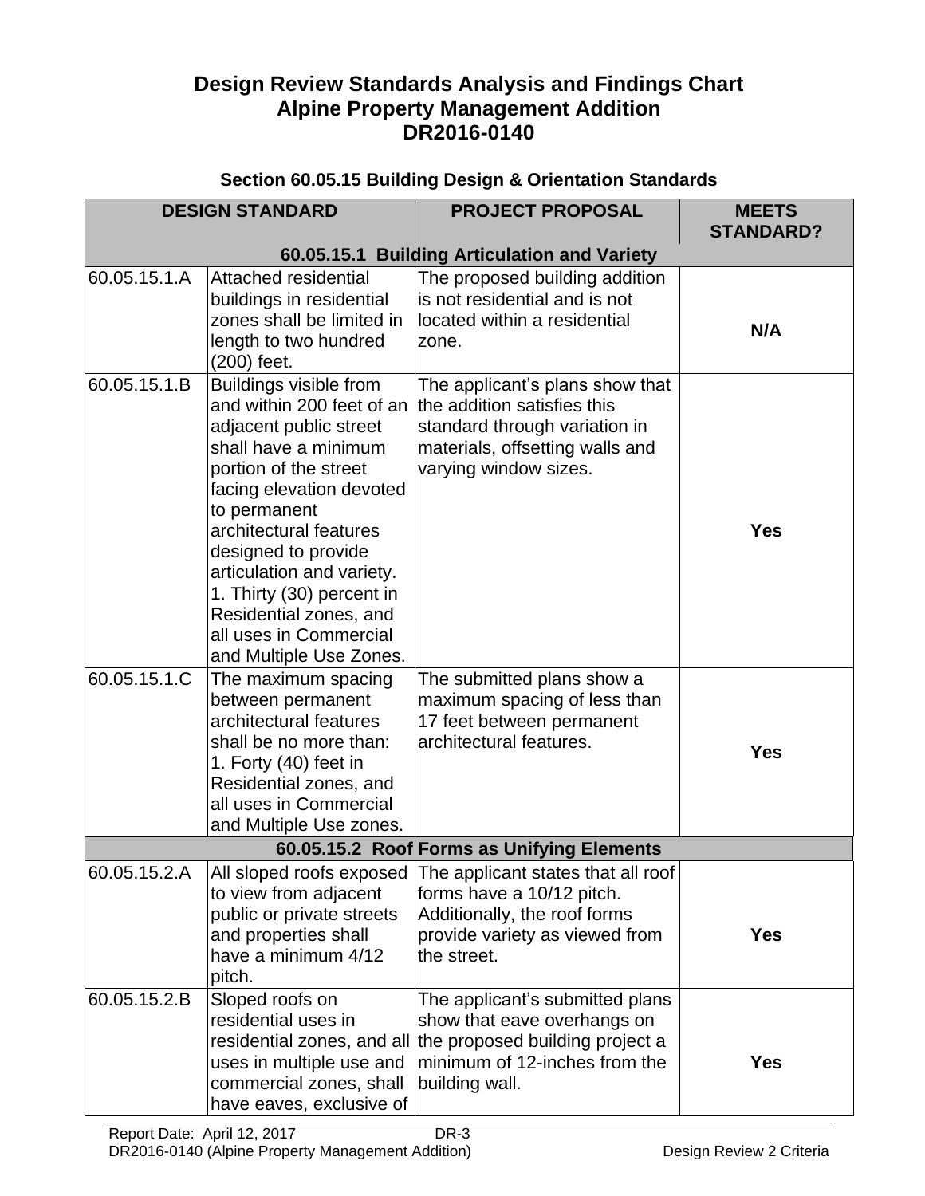# Design Review Standards Analysis and Findings Chart
# Alpine Property Management Addition
# DR2016-0140

### Section 60.05.15 Building Design & Orientation Standards

| DESIGN STANDARD | | PROJECT PROPOSAL | MEETS STANDARD? |
|---|---|---|---|
| **60.05.15.1 Building Articulation and Variety** | | | |
| 60.05.15.1.A | Attached residential buildings in residential zones shall be limited in length to two hundred (200) feet. | The proposed building addition is not residential and is not located within a residential zone. | **N/A** |
| 60.05.15.1.B | Buildings visible from and within 200 feet of an adjacent public street shall have a minimum portion of the street facing elevation devoted to permanent architectural features designed to provide articulation and variety. 1. Thirty (30) percent in Residential zones, and all uses in Commercial and Multiple Use Zones. | The applicant's plans show that the addition satisfies this standard through variation in materials, offsetting walls and varying window sizes. | **Yes** |
| 60.05.15.1.C | The maximum spacing between permanent architectural features shall be no more than: 1. Forty (40) feet in Residential zones, and all uses in Commercial and Multiple Use zones. | The submitted plans show a maximum spacing of less than 17 feet between permanent architectural features. | **Yes** |
| **60.05.15.2 Roof Forms as Unifying Elements** | | | |
| 60.05.15.2.A | All sloped roofs exposed to view from adjacent public or private streets and properties shall have a minimum 4/12 pitch. | The applicant states that all roof forms have a 10/12 pitch. Additionally, the roof forms provide variety as viewed from the street. | **Yes** |
| 60.05.15.2.B | Sloped roofs on residential uses in residential zones, and all uses in multiple use and commercial zones, shall have eaves, exclusive of | The applicant's submitted plans show that eave overhangs on the proposed building project a minimum of 12-inches from the building wall. | **Yes** |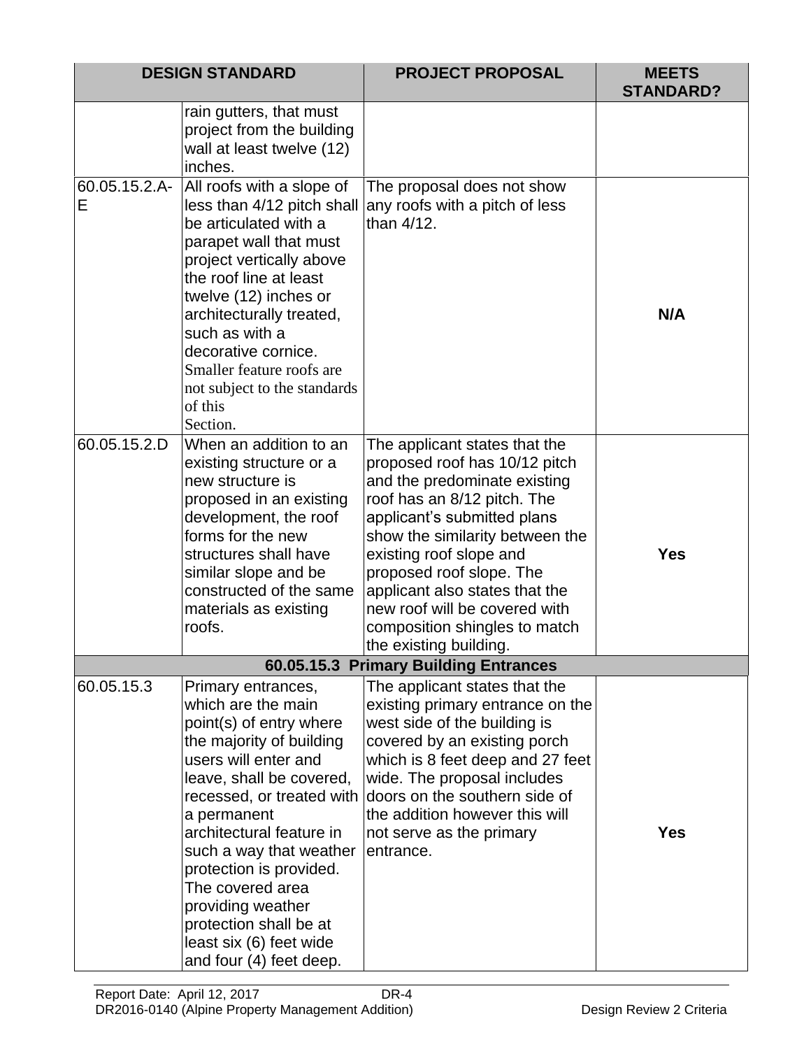| DESIGN STANDARD | | PROJECT PROPOSAL | MEETS STANDARD? |
|---|---|---|---|
| | rain gutters, that must project from the building wall at least twelve (12) inches. | | |
| 60.05.15.2.A-E | All roofs with a slope of less than 4/12 pitch shall be articulated with a parapet wall that must project vertically above the roof line at least twelve (12) inches or architecturally treated, such as with a decorative cornice. Smaller feature roofs are not subject to the standards of this Section. | The proposal does not show any roofs with a pitch of less than 4/12. | **N/A** |
| 60.05.15.2.D | When an addition to an existing structure or a new structure is proposed in an existing development, the roof forms for the new structures shall have similar slope and be constructed of the same materials as existing roofs. | The applicant states that the proposed roof has 10/12 pitch and the predominate existing roof has an 8/12 pitch. The applicant's submitted plans show the similarity between the existing roof slope and proposed roof slope. The applicant also states that the new roof will be covered with composition shingles to match the existing building. | **Yes** |
| **60.05.15.3 Primary Building Entrances** | | | |
| 60.05.15.3 | Primary entrances, which are the main point(s) of entry where the majority of building users will enter and leave, shall be covered, recessed, or treated with a permanent architectural feature in such a way that weather protection is provided. The covered area providing weather protection shall be at least six (6) feet wide and four (4) feet deep. | The applicant states that the existing primary entrance on the west side of the building is covered by an existing porch which is 8 feet deep and 27 feet wide. The proposal includes doors on the southern side of the addition however this will not serve as the primary entrance. | **Yes** |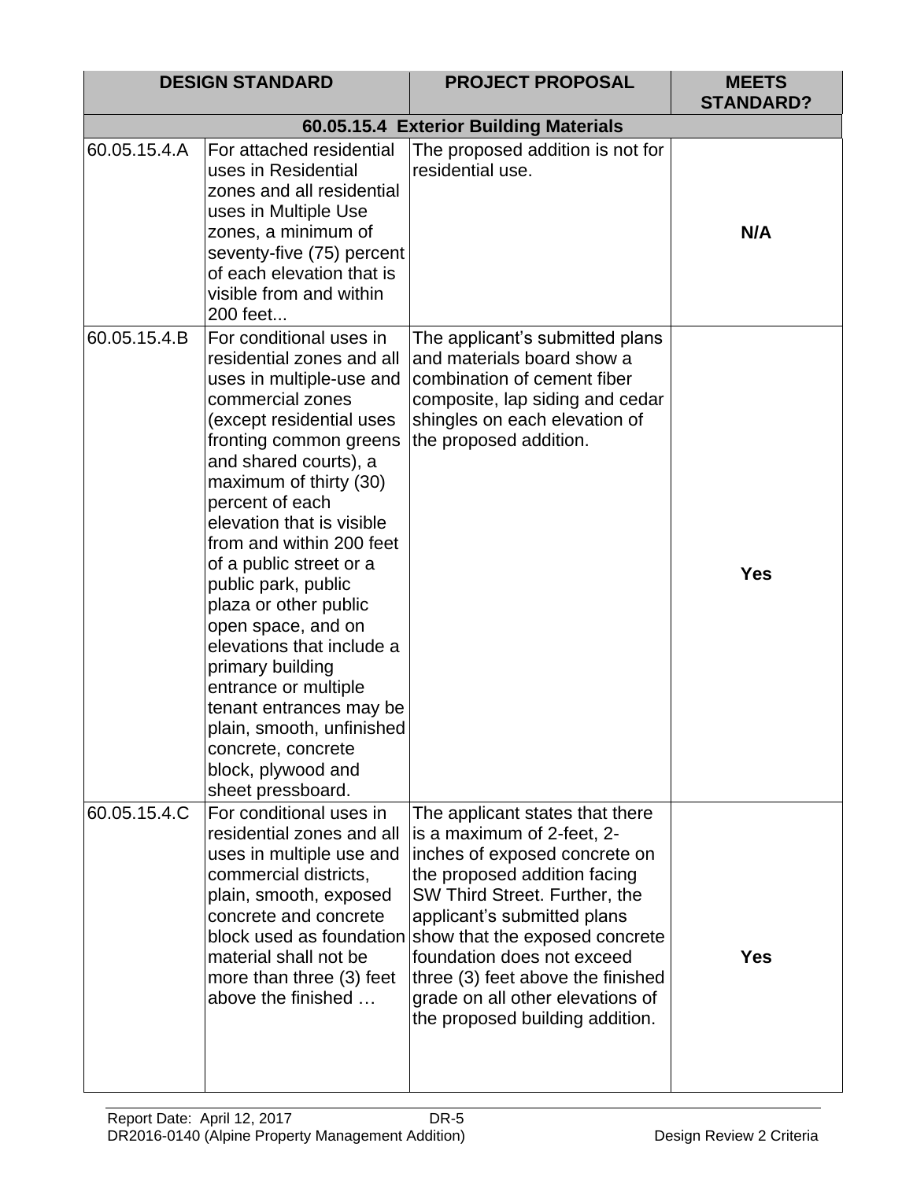| DESIGN STANDARD | | PROJECT PROPOSAL | MEETS STANDARD? |
|---|---|---|---|
| **60.05.15.4 Exterior Building Materials** | | | |
| 60.05.15.4.A | For attached residential uses in Residential zones and all residential uses in Multiple Use zones, a minimum of seventy-five (75) percent of each elevation that is visible from and within 200 feet... | The proposed addition is not for residential use. | **N/A** |
| 60.05.15.4.B | For conditional uses in residential zones and all uses in multiple-use and commercial zones (except residential uses fronting common greens and shared courts), a maximum of thirty (30) percent of each elevation that is visible from and within 200 feet of a public street or a public park, public plaza or other public open space, and on elevations that include a primary building entrance or multiple tenant entrances may be plain, smooth, unfinished concrete, concrete block, plywood and sheet pressboard. | The applicant's submitted plans and materials board show a combination of cement fiber composite, lap siding and cedar shingles on each elevation of the proposed addition. | **Yes** |
| 60.05.15.4.C | For conditional uses in residential zones and all uses in multiple use and commercial districts, plain, smooth, exposed concrete and concrete block used as foundation material shall not be more than three (3) feet above the finished … | The applicant states that there is a maximum of 2-feet, 2-inches of exposed concrete on the proposed addition facing SW Third Street. Further, the applicant's submitted plans show that the exposed concrete foundation does not exceed three (3) feet above the finished grade on all other elevations of the proposed building addition. | **Yes** |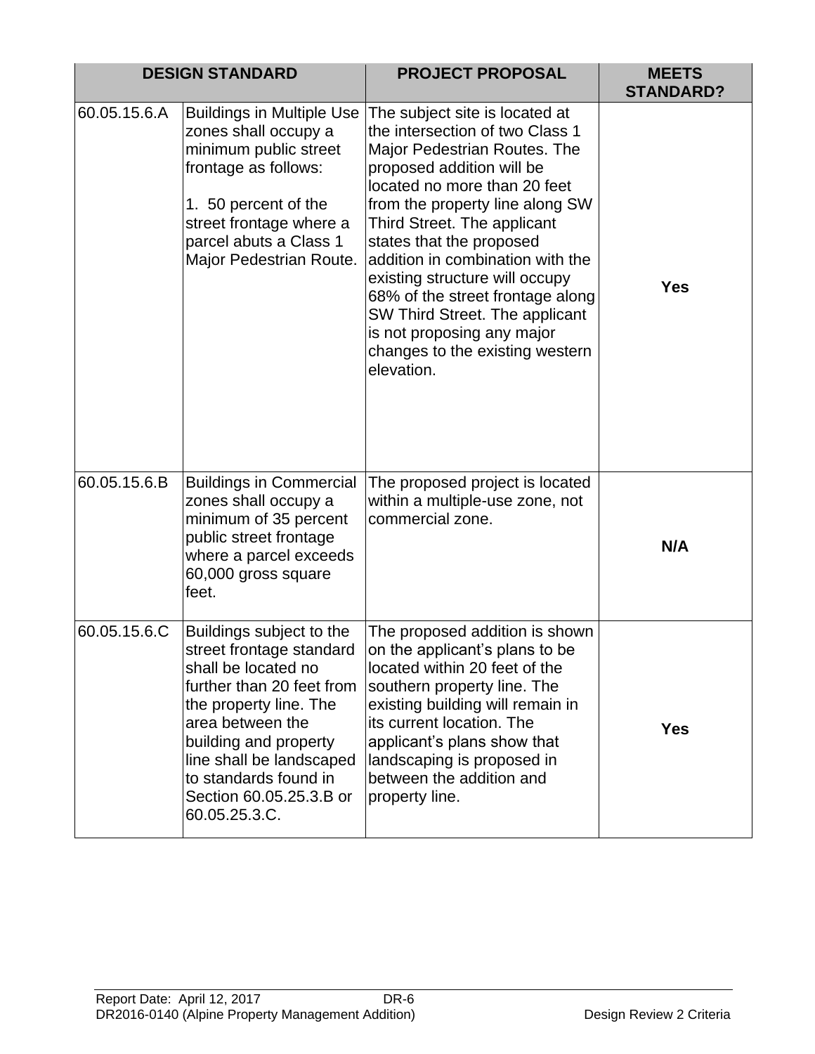| DESIGN STANDARD | | PROJECT PROPOSAL | MEETS STANDARD? |
|---|---|---|---|
| 60.05.15.6.A | Buildings in Multiple Use zones shall occupy a minimum public street frontage as follows:<br><br>1. 50 percent of the street frontage where a parcel abuts a Class 1 Major Pedestrian Route. | The subject site is located at the intersection of two Class 1 Major Pedestrian Routes. The proposed addition will be located no more than 20 feet from the property line along SW Third Street. The applicant states that the proposed addition in combination with the existing structure will occupy 68% of the street frontage along SW Third Street. The applicant is not proposing any major changes to the existing western elevation. | **Yes** |
| 60.05.15.6.B | Buildings in Commercial zones shall occupy a minimum of 35 percent public street frontage where a parcel exceeds 60,000 gross square feet. | The proposed project is located within a multiple-use zone, not commercial zone. | **N/A** |
| 60.05.15.6.C | Buildings subject to the street frontage standard shall be located no further than 20 feet from the property line. The area between the building and property line shall be landscaped to standards found in Section 60.05.25.3.B or 60.05.25.3.C. | The proposed addition is shown on the applicant's plans to be located within 20 feet of the southern property line. The existing building will remain in its current location. The applicant's plans show that landscaping is proposed in between the addition and property line. | **Yes** |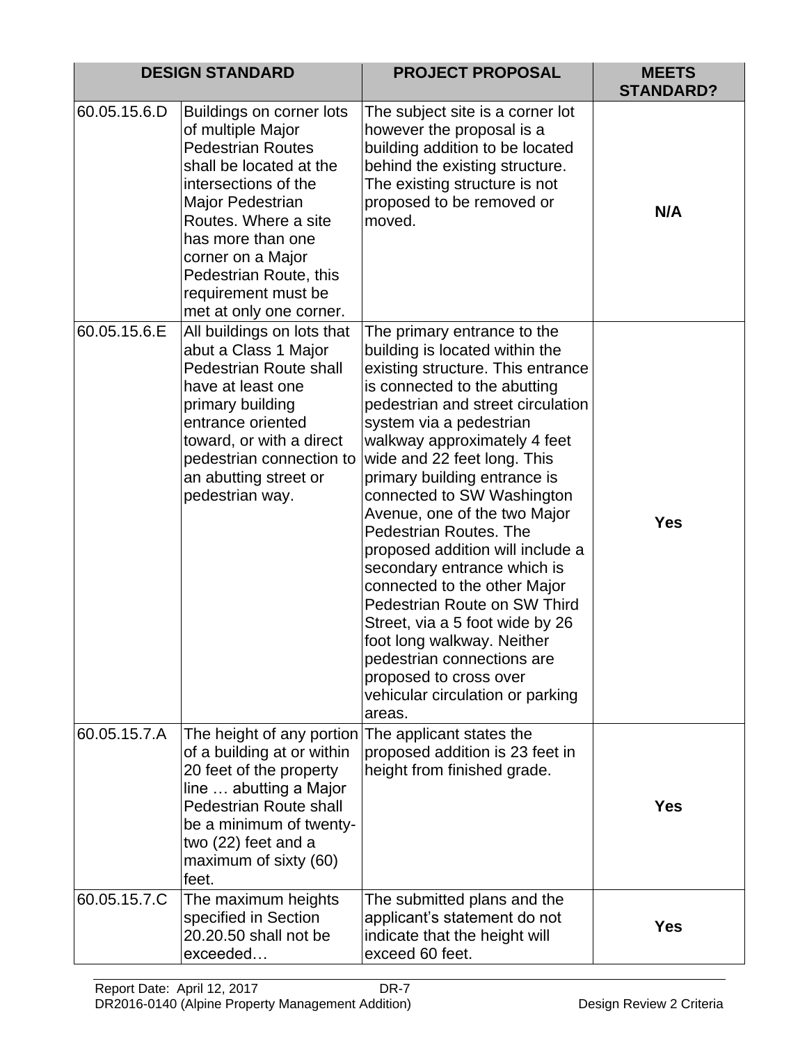| DESIGN STANDARD | | PROJECT PROPOSAL | MEETS STANDARD? |
|---|---|---|---|
| 60.05.15.6.D | Buildings on corner lots of multiple Major Pedestrian Routes shall be located at the intersections of the Major Pedestrian Routes. Where a site has more than one corner on a Major Pedestrian Route, this requirement must be met at only one corner. | The subject site is a corner lot however the proposal is a building addition to be located behind the existing structure. The existing structure is not proposed to be removed or moved. | **N/A** |
| 60.05.15.6.E | All buildings on lots that abut a Class 1 Major Pedestrian Route shall have at least one primary building entrance oriented toward, or with a direct pedestrian connection to an abutting street or pedestrian way. | The primary entrance to the building is located within the existing structure. This entrance is connected to the abutting pedestrian and street circulation system via a pedestrian walkway approximately 4 feet wide and 22 feet long. This primary building entrance is connected to SW Washington Avenue, one of the two Major Pedestrian Routes. The proposed addition will include a secondary entrance which is connected to the other Major Pedestrian Route on SW Third Street, via a 5 foot wide by 26 foot long walkway. Neither pedestrian connections are proposed to cross over vehicular circulation or parking areas. | **Yes** |
| 60.05.15.7.A | The height of any portion of a building at or within 20 feet of the property line … abutting a Major Pedestrian Route shall be a minimum of twenty-two (22) feet and a maximum of sixty (60) feet. | The applicant states the proposed addition is 23 feet in height from finished grade. | **Yes** |
| 60.05.15.7.C | The maximum heights specified in Section 20.20.50 shall not be exceeded… | The submitted plans and the applicant's statement do not indicate that the height will exceed 60 feet. | **Yes** |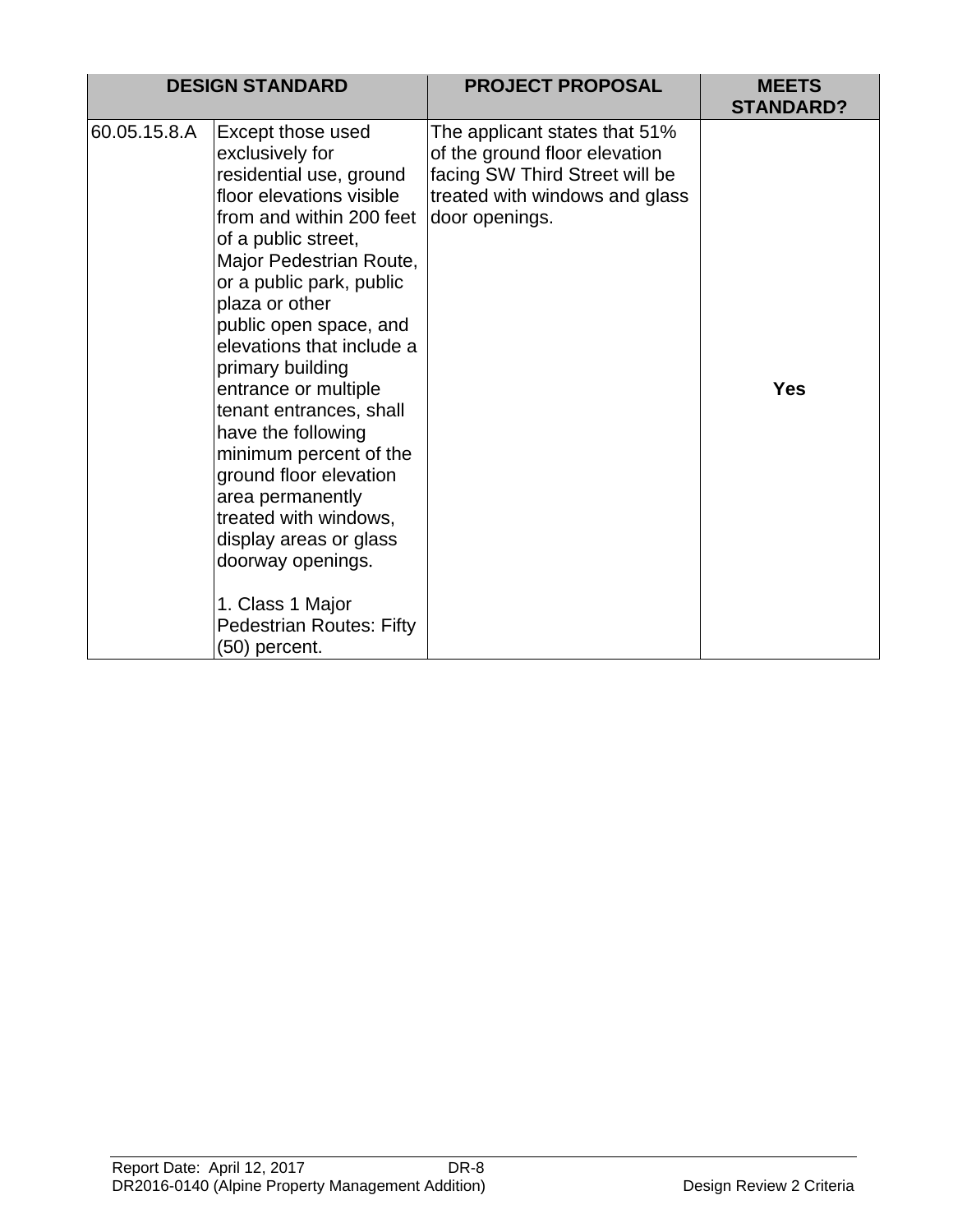| DESIGN STANDARD | | PROJECT PROPOSAL | MEETS STANDARD? |
|---|---|---|---|
| 60.05.15.8.A | Except those used exclusively for residential use, ground floor elevations visible from and within 200 feet of a public street, Major Pedestrian Route, or a public park, public plaza or other public open space, and elevations that include a primary building entrance or multiple tenant entrances, shall have the following minimum percent of the ground floor elevation area permanently treated with windows, display areas or glass doorway openings.<br><br>1. Class 1 Major Pedestrian Routes: Fifty (50) percent. | The applicant states that 51% of the ground floor elevation facing SW Third Street will be treated with windows and glass door openings. | **Yes** |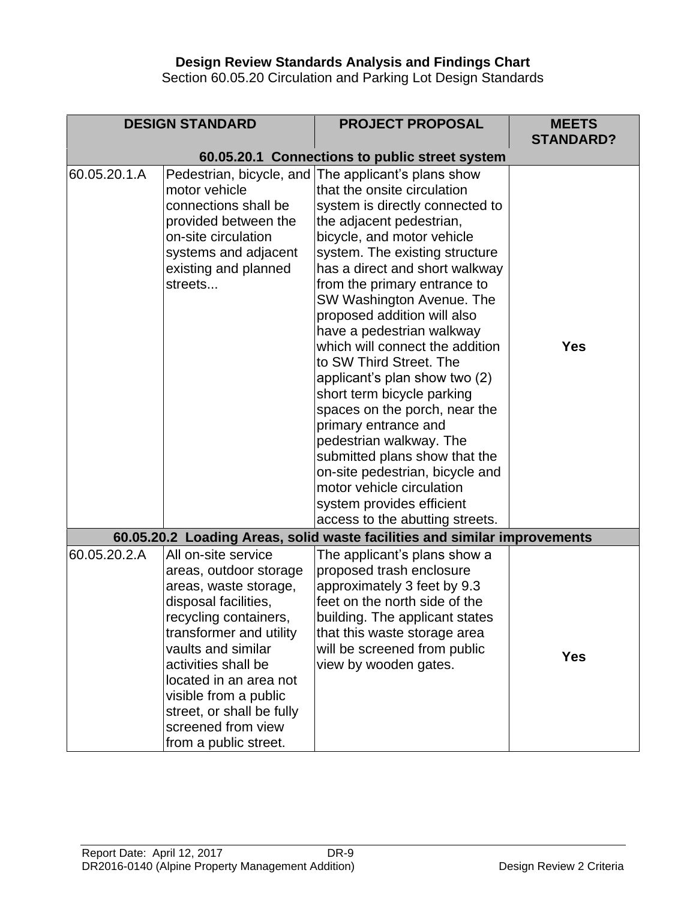**Design Review Standards Analysis and Findings Chart**

Section 60.05.20 Circulation and Parking Lot Design Standards

| DESIGN STANDARD | | PROJECT PROPOSAL | MEETS STANDARD? |
|---|---|---|---|
| **60.05.20.1 Connections to public street system** | | | |
| 60.05.20.1.A | Pedestrian, bicycle, and motor vehicle connections shall be provided between the on-site circulation systems and adjacent existing and planned streets... | The applicant's plans show that the onsite circulation system is directly connected to the adjacent pedestrian, bicycle, and motor vehicle system. The existing structure has a direct and short walkway from the primary entrance to SW Washington Avenue. The proposed addition will also have a pedestrian walkway which will connect the addition to SW Third Street. The applicant's plan show two (2) short term bicycle parking spaces on the porch, near the primary entrance and pedestrian walkway. The submitted plans show that the on-site pedestrian, bicycle and motor vehicle circulation system provides efficient access to the abutting streets. | **Yes** |
| **60.05.20.2 Loading Areas, solid waste facilities and similar improvements** | | | |
| 60.05.20.2.A | All on-site service areas, outdoor storage areas, waste storage, disposal facilities, recycling containers, transformer and utility vaults and similar activities shall be located in an area not visible from a public street, or shall be fully screened from view from a public street. | The applicant's plans show a proposed trash enclosure approximately 3 feet by 9.3 feet on the north side of the building. The applicant states that this waste storage area will be screened from public view by wooden gates. | **Yes** |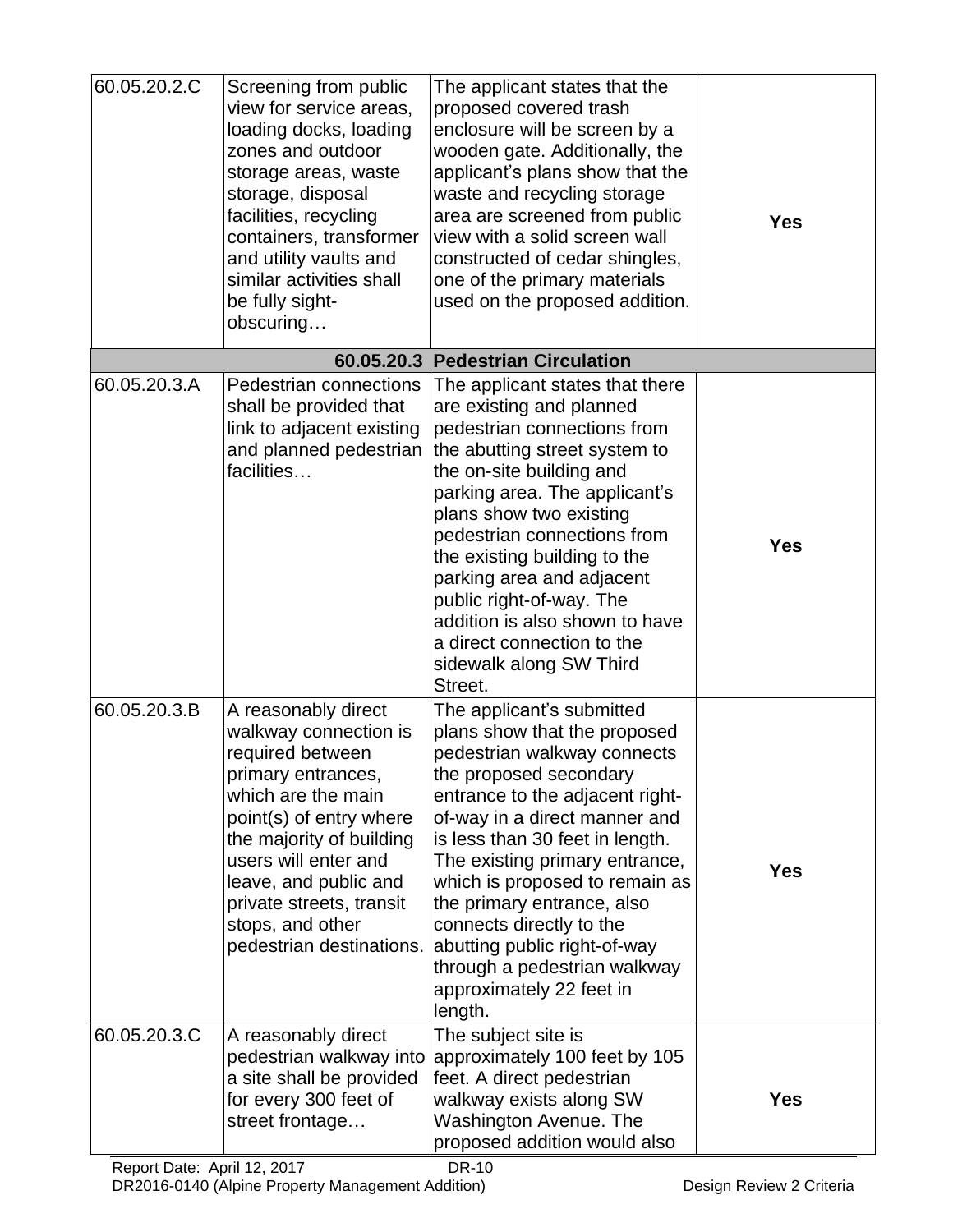| | | | |
|---|---|---|---|
| 60.05.20.2.C | Screening from public view for service areas, loading docks, loading zones and outdoor storage areas, waste storage, disposal facilities, recycling containers, transformer and utility vaults and similar activities shall be fully sight-obscuring… | The applicant states that the proposed covered trash enclosure will be screen by a wooden gate. Additionally, the applicant's plans show that the waste and recycling storage area are screened from public view with a solid screen wall constructed of cedar shingles, one of the primary materials used on the proposed addition. | **Yes** |
| | | **60.05.20.3 Pedestrian Circulation** | |
| 60.05.20.3.A | Pedestrian connections shall be provided that link to adjacent existing and planned pedestrian facilities… | The applicant states that there are existing and planned pedestrian connections from the abutting street system to the on-site building and parking area. The applicant's plans show two existing pedestrian connections from the existing building to the parking area and adjacent public right-of-way. The addition is also shown to have a direct connection to the sidewalk along SW Third Street. | **Yes** |
| 60.05.20.3.B | A reasonably direct walkway connection is required between primary entrances, which are the main point(s) of entry where the majority of building users will enter and leave, and public and private streets, transit stops, and other pedestrian destinations. | The applicant's submitted plans show that the proposed pedestrian walkway connects the proposed secondary entrance to the adjacent right-of-way in a direct manner and is less than 30 feet in length. The existing primary entrance, which is proposed to remain as the primary entrance, also connects directly to the abutting public right-of-way through a pedestrian walkway approximately 22 feet in length. | **Yes** |
| 60.05.20.3.C | A reasonably direct pedestrian walkway into a site shall be provided for every 300 feet of street frontage… | The subject site is approximately 100 feet by 105 feet. A direct pedestrian walkway exists along SW Washington Avenue. The proposed addition would also | **Yes** |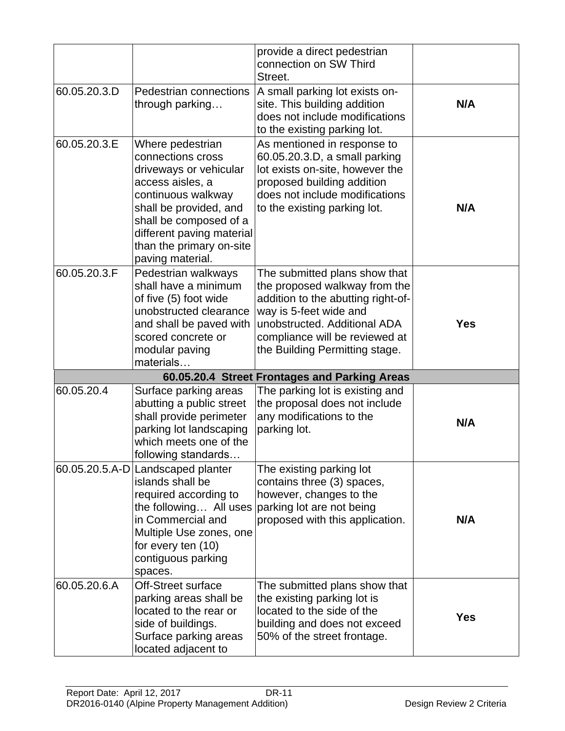| | | | |
|---|---|---|---|
| | | provide a direct pedestrian connection on SW Third Street. | |
| 60.05.20.3.D | Pedestrian connections through parking… | A small parking lot exists on-site. This building addition does not include modifications to the existing parking lot. | **N/A** |
| 60.05.20.3.E | Where pedestrian connections cross driveways or vehicular access aisles, a continuous walkway shall be provided, and shall be composed of a different paving material than the primary on-site paving material. | As mentioned in response to 60.05.20.3.D, a small parking lot exists on-site, however the proposed building addition does not include modifications to the existing parking lot. | **N/A** |
| 60.05.20.3.F | Pedestrian walkways shall have a minimum of five (5) foot wide unobstructed clearance and shall be paved with scored concrete or modular paving materials… | The submitted plans show that the proposed walkway from the addition to the abutting right-of-way is 5-feet wide and unobstructed. Additional ADA compliance will be reviewed at the Building Permitting stage. | **Yes** |
| **60.05.20.4 Street Frontages and Parking Areas** | | | |
| 60.05.20.4 | Surface parking areas abutting a public street shall provide perimeter parking lot landscaping which meets one of the following standards… | The parking lot is existing and the proposal does not include any modifications to the parking lot. | **N/A** |
| 60.05.20.5.A-D | Landscaped planter islands shall be required according to the following… All uses in Commercial and Multiple Use zones, one for every ten (10) contiguous parking spaces. | The existing parking lot contains three (3) spaces, however, changes to the parking lot are not being proposed with this application. | **N/A** |
| 60.05.20.6.A | Off-Street surface parking areas shall be located to the rear or side of buildings. Surface parking areas located adjacent to | The submitted plans show that the existing parking lot is located to the side of the building and does not exceed 50% of the street frontage. | **Yes** |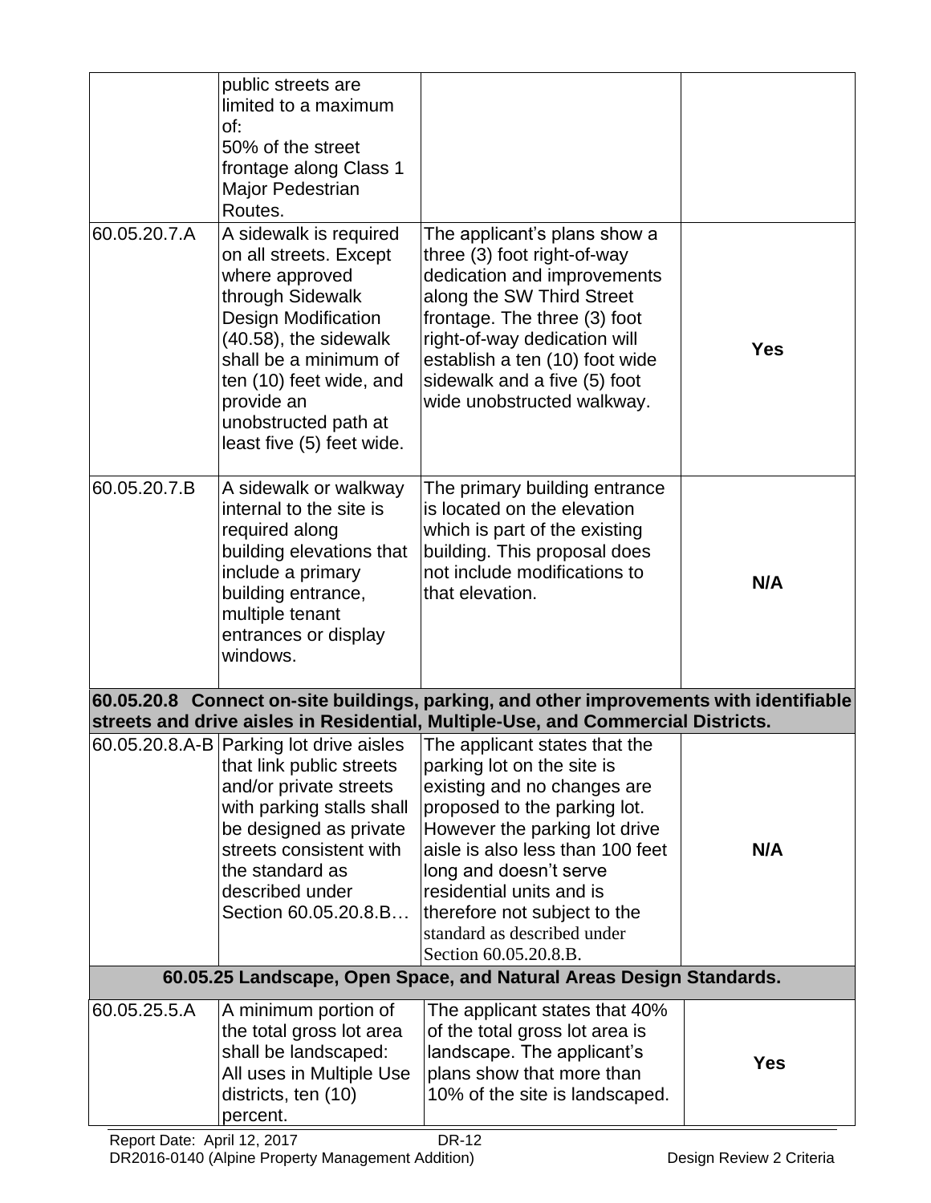| | | | |
|---|---|---|---|
| | public streets are limited to a maximum of: 50% of the street frontage along Class 1 Major Pedestrian Routes. | | |
| 60.05.20.7.A | A sidewalk is required on all streets. Except where approved through Sidewalk Design Modification (40.58), the sidewalk shall be a minimum of ten (10) feet wide, and provide an unobstructed path at least five (5) feet wide. | The applicant's plans show a three (3) foot right-of-way dedication and improvements along the SW Third Street frontage. The three (3) foot right-of-way dedication will establish a ten (10) foot wide sidewalk and a five (5) foot wide unobstructed walkway. | **Yes** |
| 60.05.20.7.B | A sidewalk or walkway internal to the site is required along building elevations that include a primary building entrance, multiple tenant entrances or display windows. | The primary building entrance is located on the elevation which is part of the existing building. This proposal does not include modifications to that elevation. | **N/A** |
| **60.05.20.8 Connect on-site buildings, parking, and other improvements with identifiable streets and drive aisles in Residential, Multiple-Use, and Commercial Districts.** | | | |
| 60.05.20.8.A-B | Parking lot drive aisles that link public streets and/or private streets with parking stalls shall be designed as private streets consistent with the standard as described under Section 60.05.20.8.B… | The applicant states that the parking lot on the site is existing and no changes are proposed to the parking lot. However the parking lot drive aisle is also less than 100 feet long and doesn't serve residential units and is therefore not subject to the standard as described under Section 60.05.20.8.B. | **N/A** |
| **60.05.25 Landscape, Open Space, and Natural Areas Design Standards.** | | | |
| 60.05.25.5.A | A minimum portion of the total gross lot area shall be landscaped: All uses in Multiple Use districts, ten (10) percent. | The applicant states that 40% of the total gross lot area is landscape. The applicant's plans show that more than 10% of the site is landscaped. | **Yes** |

Report Date: April 12, 2017 DR-12
DR2016-0140 (Alpine Property Management Addition) Design Review 2 Criteria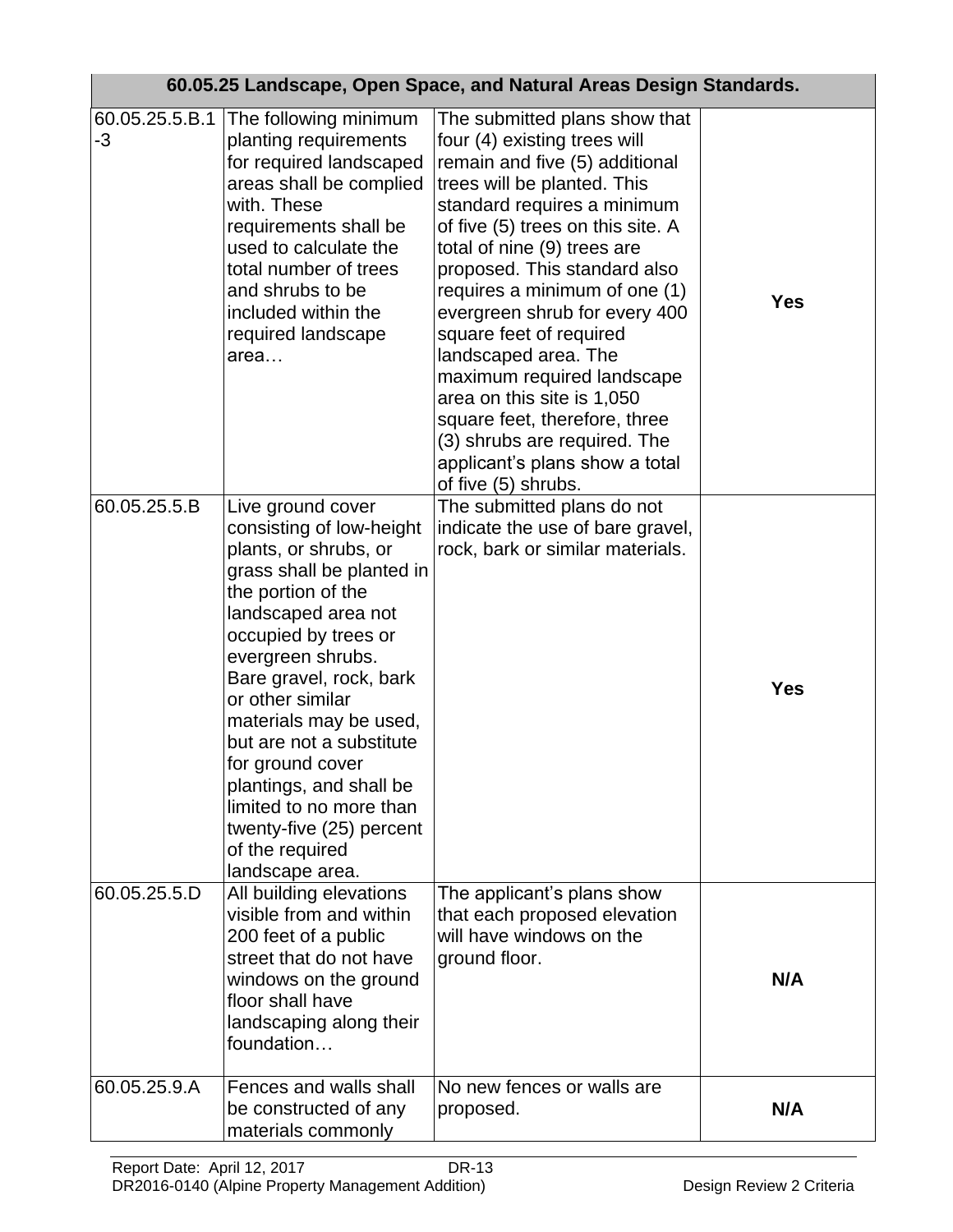| 60.05.25 Landscape, Open Space, and Natural Areas Design Standards. | | | |
|---|---|---|---|
| 60.05.25.5.B.1-3 | The following minimum planting requirements for required landscaped areas shall be complied with. These requirements shall be used to calculate the total number of trees and shrubs to be included within the required landscape area… | The submitted plans show that four (4) existing trees will remain and five (5) additional trees will be planted. This standard requires a minimum of five (5) trees on this site. A total of nine (9) trees are proposed. This standard also requires a minimum of one (1) evergreen shrub for every 400 square feet of required landscaped area. The maximum required landscape area on this site is 1,050 square feet, therefore, three (3) shrubs are required. The applicant's plans show a total of five (5) shrubs. | **Yes** |
| 60.05.25.5.B | Live ground cover consisting of low-height plants, or shrubs, or grass shall be planted in the portion of the landscaped area not occupied by trees or evergreen shrubs. Bare gravel, rock, bark or other similar materials may be used, but are not a substitute for ground cover plantings, and shall be limited to no more than twenty-five (25) percent of the required landscape area. | The submitted plans do not indicate the use of bare gravel, rock, bark or similar materials. | **Yes** |
| 60.05.25.5.D | All building elevations visible from and within 200 feet of a public street that do not have windows on the ground floor shall have landscaping along their foundation… | The applicant's plans show that each proposed elevation will have windows on the ground floor. | **N/A** |
| 60.05.25.9.A | Fences and walls shall be constructed of any materials commonly | No new fences or walls are proposed. | **N/A** |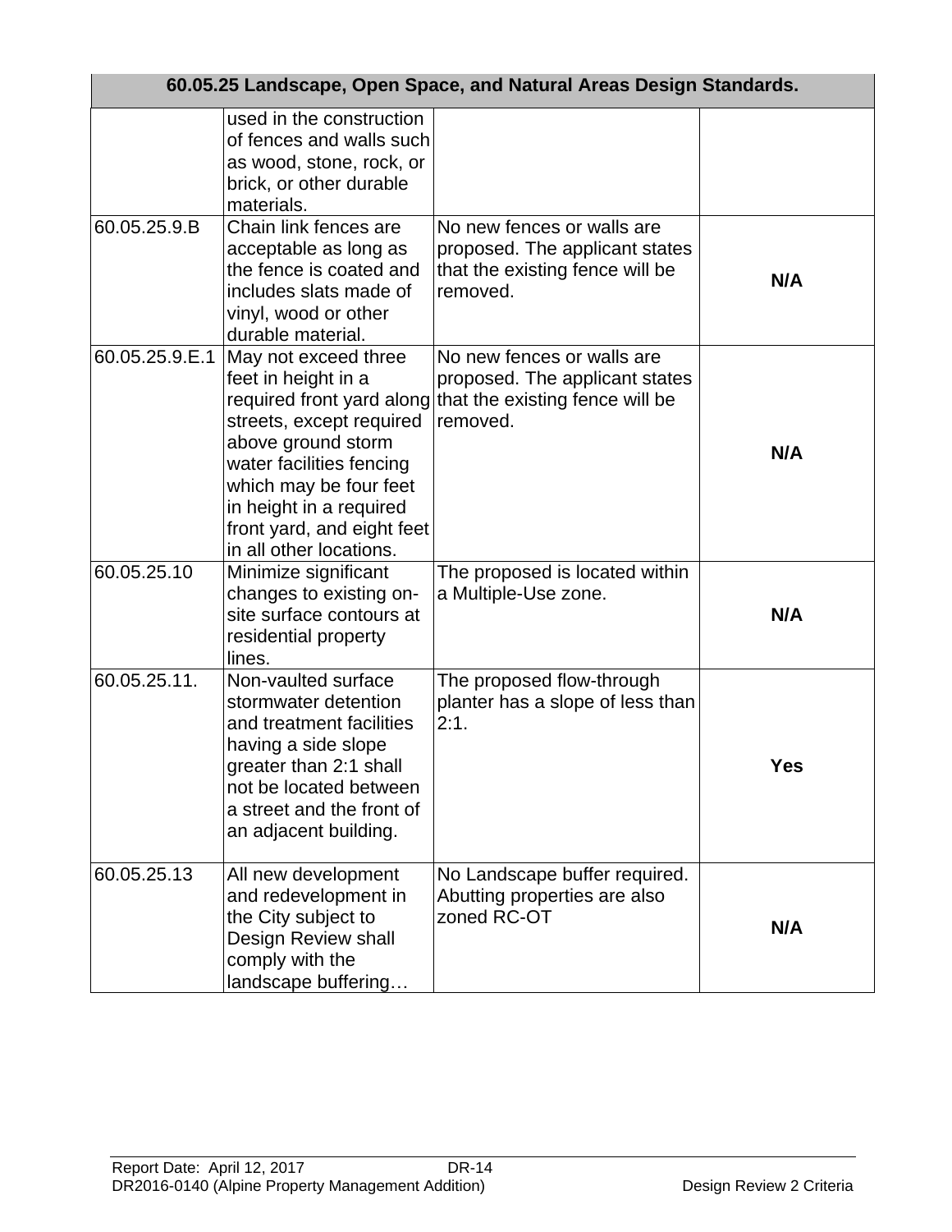| 60.05.25 Landscape, Open Space, and Natural Areas Design Standards. | | | |
|---|---|---|---|
| | used in the construction of fences and walls such as wood, stone, rock, or brick, or other durable materials. | | |
| 60.05.25.9.B | Chain link fences are acceptable as long as the fence is coated and includes slats made of vinyl, wood or other durable material. | No new fences or walls are proposed. The applicant states that the existing fence will be removed. | **N/A** |
| 60.05.25.9.E.1 | May not exceed three feet in height in a required front yard along streets, except required above ground storm water facilities fencing which may be four feet in height in a required front yard, and eight feet in all other locations. | No new fences or walls are proposed. The applicant states that the existing fence will be removed. | **N/A** |
| 60.05.25.10 | Minimize significant changes to existing on-site surface contours at residential property lines. | The proposed is located within a Multiple-Use zone. | **N/A** |
| 60.05.25.11. | Non-vaulted surface stormwater detention and treatment facilities having a side slope greater than 2:1 shall not be located between a street and the front of an adjacent building. | The proposed flow-through planter has a slope of less than 2:1. | **Yes** |
| 60.05.25.13 | All new development and redevelopment in the City subject to Design Review shall comply with the landscape buffering… | No Landscape buffer required. Abutting properties are also zoned RC-OT | **N/A** |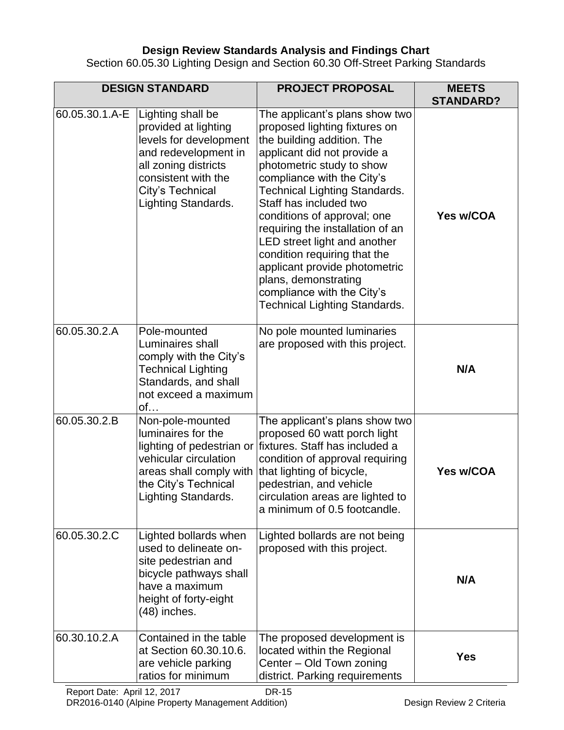**Design Review Standards Analysis and Findings Chart**

Section 60.05.30 Lighting Design and Section 60.30 Off-Street Parking Standards

| DESIGN STANDARD | | PROJECT PROPOSAL | MEETS STANDARD? |
|---|---|---|---|
| 60.05.30.1.A-E | Lighting shall be provided at lighting levels for development and redevelopment in all zoning districts consistent with the City's Technical Lighting Standards. | The applicant's plans show two proposed lighting fixtures on the building addition. The applicant did not provide a photometric study to show compliance with the City's Technical Lighting Standards. Staff has included two conditions of approval; one requiring the installation of an LED street light and another condition requiring that the applicant provide photometric plans, demonstrating compliance with the City's Technical Lighting Standards. | **Yes w/COA** |
| 60.05.30.2.A | Pole-mounted Luminaires shall comply with the City's Technical Lighting Standards, and shall not exceed a maximum of… | No pole mounted luminaries are proposed with this project. | **N/A** |
| 60.05.30.2.B | Non-pole-mounted luminaires for the lighting of pedestrian or vehicular circulation areas shall comply with the City's Technical Lighting Standards. | The applicant's plans show two proposed 60 watt porch light fixtures. Staff has included a condition of approval requiring that lighting of bicycle, pedestrian, and vehicle circulation areas are lighted to a minimum of 0.5 footcandle. | **Yes w/COA** |
| 60.05.30.2.C | Lighted bollards when used to delineate on-site pedestrian and bicycle pathways shall have a maximum height of forty-eight (48) inches. | Lighted bollards are not being proposed with this project. | **N/A** |
| 60.30.10.2.A | Contained in the table at Section 60.30.10.6. are vehicle parking ratios for minimum | The proposed development is located within the Regional Center – Old Town zoning district. Parking requirements | **Yes** |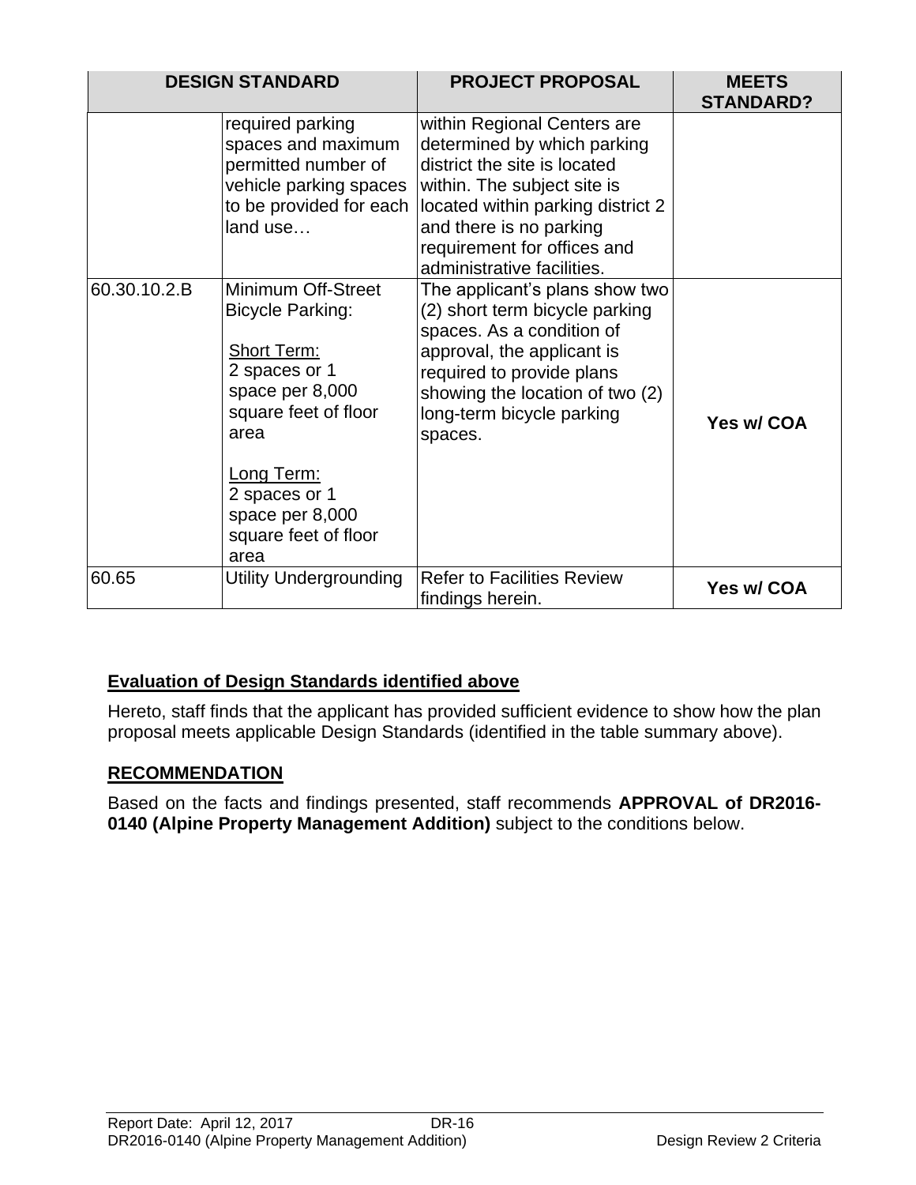| DESIGN STANDARD | | PROJECT PROPOSAL | MEETS STANDARD? |
|---|---|---|---|
| | required parking spaces and maximum permitted number of vehicle parking spaces to be provided for each land use… | within Regional Centers are determined by which parking district the site is located within. The subject site is located within parking district 2 and there is no parking requirement for offices and administrative facilities. | |
| 60.30.10.2.B | Minimum Off-Street Bicycle Parking:<br><br>Short Term:<br>2 spaces or 1 space per 8,000 square feet of floor area<br><br>Long Term:<br>2 spaces or 1 space per 8,000 square feet of floor area | The applicant's plans show two (2) short term bicycle parking spaces. As a condition of approval, the applicant is required to provide plans showing the location of two (2) long-term bicycle parking spaces. | **Yes w/ COA** |
| 60.65 | Utility Undergrounding | Refer to Facilities Review findings herein. | **Yes w/ COA** |

## Evaluation of Design Standards identified above

Hereto, staff finds that the applicant has provided sufficient evidence to show how the plan proposal meets applicable Design Standards (identified in the table summary above).

## RECOMMENDATION

Based on the facts and findings presented, staff recommends **APPROVAL of DR2016-0140 (Alpine Property Management Addition)** subject to the conditions below.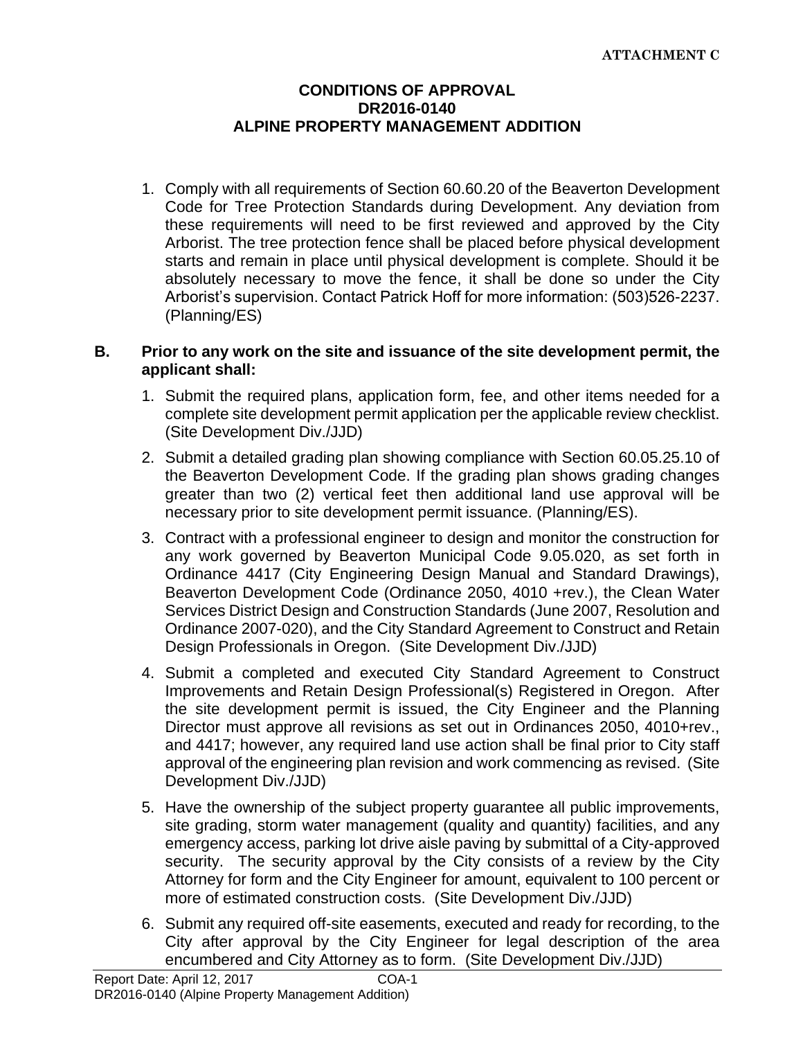ATTACHMENT C

**CONDITIONS OF APPROVAL**
**DR2016-0140**
**ALPINE PROPERTY MANAGEMENT ADDITION**

1. Comply with all requirements of Section 60.60.20 of the Beaverton Development Code for Tree Protection Standards during Development. Any deviation from these requirements will need to be first reviewed and approved by the City Arborist. The tree protection fence shall be placed before physical development starts and remain in place until physical development is complete. Should it be absolutely necessary to move the fence, it shall be done so under the City Arborist's supervision. Contact Patrick Hoff for more information: (503)526-2237. (Planning/ES)

**B. Prior to any work on the site and issuance of the site development permit, the applicant shall:**

1. Submit the required plans, application form, fee, and other items needed for a complete site development permit application per the applicable review checklist. (Site Development Div./JJD)
2. Submit a detailed grading plan showing compliance with Section 60.05.25.10 of the Beaverton Development Code. If the grading plan shows grading changes greater than two (2) vertical feet then additional land use approval will be necessary prior to site development permit issuance. (Planning/ES).
3. Contract with a professional engineer to design and monitor the construction for any work governed by Beaverton Municipal Code 9.05.020, as set forth in Ordinance 4417 (City Engineering Design Manual and Standard Drawings), Beaverton Development Code (Ordinance 2050, 4010 +rev.), the Clean Water Services District Design and Construction Standards (June 2007, Resolution and Ordinance 2007-020), and the City Standard Agreement to Construct and Retain Design Professionals in Oregon. (Site Development Div./JJD)
4. Submit a completed and executed City Standard Agreement to Construct Improvements and Retain Design Professional(s) Registered in Oregon. After the site development permit is issued, the City Engineer and the Planning Director must approve all revisions as set out in Ordinances 2050, 4010+rev., and 4417; however, any required land use action shall be final prior to City staff approval of the engineering plan revision and work commencing as revised. (Site Development Div./JJD)
5. Have the ownership of the subject property guarantee all public improvements, site grading, storm water management (quality and quantity) facilities, and any emergency access, parking lot drive aisle paving by submittal of a City-approved security. The security approval by the City consists of a review by the City Attorney for form and the City Engineer for amount, equivalent to 100 percent or more of estimated construction costs. (Site Development Div./JJD)
6. Submit any required off-site easements, executed and ready for recording, to the City after approval by the City Engineer for legal description of the area encumbered and City Attorney as to form. (Site Development Div./JJD)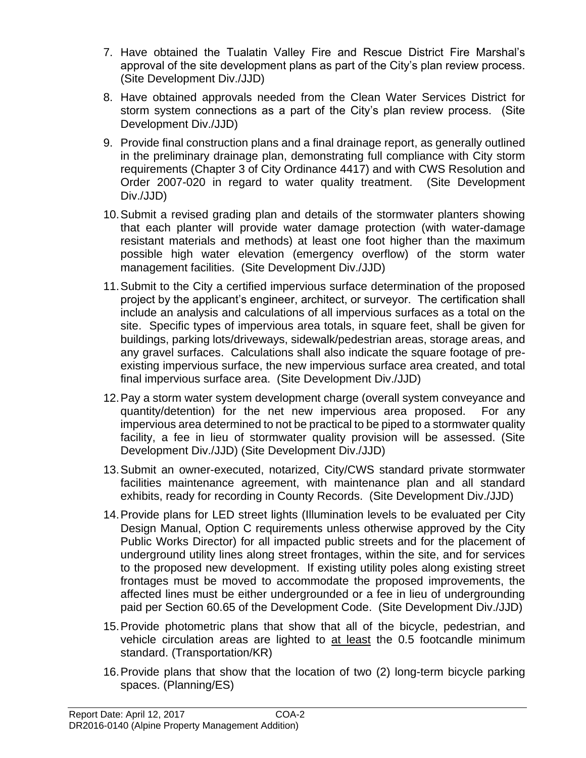7. Have obtained the Tualatin Valley Fire and Rescue District Fire Marshal's approval of the site development plans as part of the City's plan review process. (Site Development Div./JJD)

8. Have obtained approvals needed from the Clean Water Services District for storm system connections as a part of the City's plan review process. (Site Development Div./JJD)

9. Provide final construction plans and a final drainage report, as generally outlined in the preliminary drainage plan, demonstrating full compliance with City storm requirements (Chapter 3 of City Ordinance 4417) and with CWS Resolution and Order 2007-020 in regard to water quality treatment. (Site Development Div./JJD)

10. Submit a revised grading plan and details of the stormwater planters showing that each planter will provide water damage protection (with water-damage resistant materials and methods) at least one foot higher than the maximum possible high water elevation (emergency overflow) of the storm water management facilities. (Site Development Div./JJD)

11. Submit to the City a certified impervious surface determination of the proposed project by the applicant's engineer, architect, or surveyor. The certification shall include an analysis and calculations of all impervious surfaces as a total on the site. Specific types of impervious area totals, in square feet, shall be given for buildings, parking lots/driveways, sidewalk/pedestrian areas, storage areas, and any gravel surfaces. Calculations shall also indicate the square footage of pre-existing impervious surface, the new impervious surface area created, and total final impervious surface area. (Site Development Div./JJD)

12. Pay a storm water system development charge (overall system conveyance and quantity/detention) for the net new impervious area proposed. For any impervious area determined to not be practical to be piped to a stormwater quality facility, a fee in lieu of stormwater quality provision will be assessed. (Site Development Div./JJD) (Site Development Div./JJD)

13. Submit an owner-executed, notarized, City/CWS standard private stormwater facilities maintenance agreement, with maintenance plan and all standard exhibits, ready for recording in County Records. (Site Development Div./JJD)

14. Provide plans for LED street lights (Illumination levels to be evaluated per City Design Manual, Option C requirements unless otherwise approved by the City Public Works Director) for all impacted public streets and for the placement of underground utility lines along street frontages, within the site, and for services to the proposed new development. If existing utility poles along existing street frontages must be moved to accommodate the proposed improvements, the affected lines must be either undergrounded or a fee in lieu of undergrounding paid per Section 60.65 of the Development Code. (Site Development Div./JJD)

15. Provide photometric plans that show that all of the bicycle, pedestrian, and vehicle circulation areas are lighted to <u>at least</u> the 0.5 footcandle minimum standard. (Transportation/KR)

16. Provide plans that show that the location of two (2) long-term bicycle parking spaces. (Planning/ES)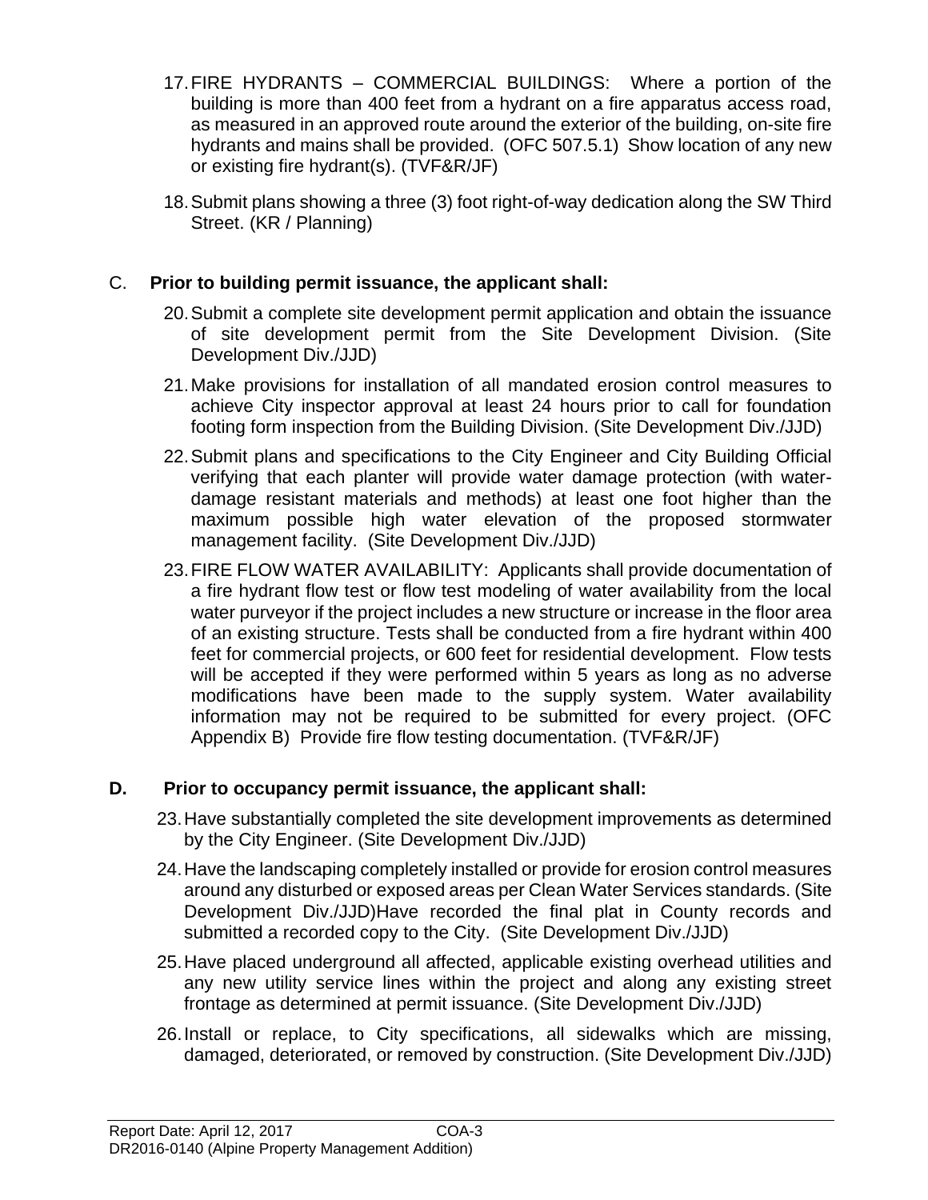17. FIRE HYDRANTS – COMMERCIAL BUILDINGS: Where a portion of the building is more than 400 feet from a hydrant on a fire apparatus access road, as measured in an approved route around the exterior of the building, on-site fire hydrants and mains shall be provided. (OFC 507.5.1) Show location of any new or existing fire hydrant(s). (TVF&R/JF)

18. Submit plans showing a three (3) foot right-of-way dedication along the SW Third Street. (KR / Planning)

C. **Prior to building permit issuance, the applicant shall:**

20. Submit a complete site development permit application and obtain the issuance of site development permit from the Site Development Division. (Site Development Div./JJD)

21. Make provisions for installation of all mandated erosion control measures to achieve City inspector approval at least 24 hours prior to call for foundation footing form inspection from the Building Division. (Site Development Div./JJD)

22. Submit plans and specifications to the City Engineer and City Building Official verifying that each planter will provide water damage protection (with water-damage resistant materials and methods) at least one foot higher than the maximum possible high water elevation of the proposed stormwater management facility. (Site Development Div./JJD)

23. FIRE FLOW WATER AVAILABILITY: Applicants shall provide documentation of a fire hydrant flow test or flow test modeling of water availability from the local water purveyor if the project includes a new structure or increase in the floor area of an existing structure. Tests shall be conducted from a fire hydrant within 400 feet for commercial projects, or 600 feet for residential development. Flow tests will be accepted if they were performed within 5 years as long as no adverse modifications have been made to the supply system. Water availability information may not be required to be submitted for every project. (OFC Appendix B) Provide fire flow testing documentation. (TVF&R/JF)

**D. Prior to occupancy permit issuance, the applicant shall:**

23. Have substantially completed the site development improvements as determined by the City Engineer. (Site Development Div./JJD)

24. Have the landscaping completely installed or provide for erosion control measures around any disturbed or exposed areas per Clean Water Services standards. (Site Development Div./JJD)Have recorded the final plat in County records and submitted a recorded copy to the City. (Site Development Div./JJD)

25. Have placed underground all affected, applicable existing overhead utilities and any new utility service lines within the project and along any existing street frontage as determined at permit issuance. (Site Development Div./JJD)

26. Install or replace, to City specifications, all sidewalks which are missing, damaged, deteriorated, or removed by construction. (Site Development Div./JJD)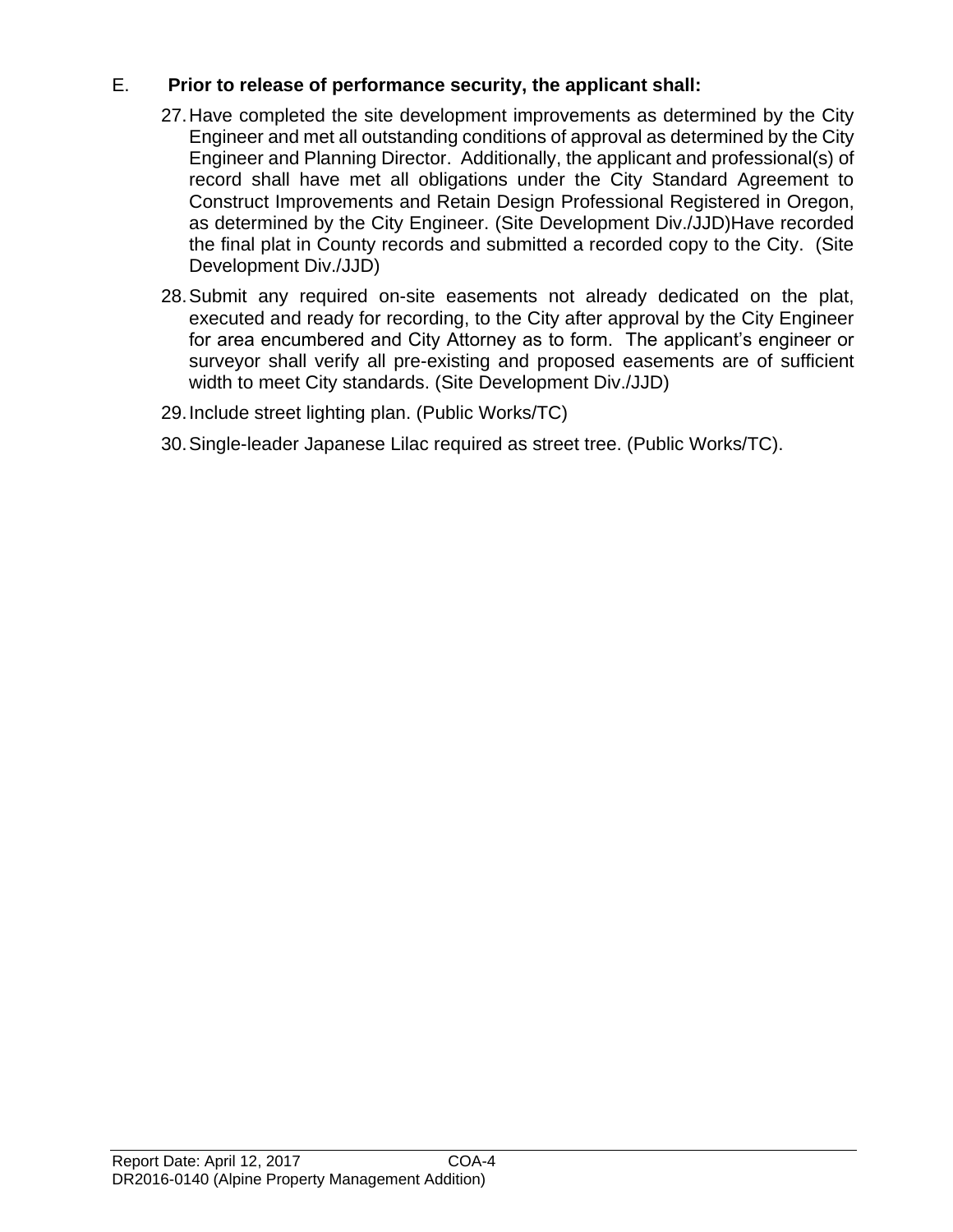E. **Prior to release of performance security, the applicant shall:**

27. Have completed the site development improvements as determined by the City Engineer and met all outstanding conditions of approval as determined by the City Engineer and Planning Director. Additionally, the applicant and professional(s) of record shall have met all obligations under the City Standard Agreement to Construct Improvements and Retain Design Professional Registered in Oregon, as determined by the City Engineer. (Site Development Div./JJD)Have recorded the final plat in County records and submitted a recorded copy to the City. (Site Development Div./JJD)

28. Submit any required on-site easements not already dedicated on the plat, executed and ready for recording, to the City after approval by the City Engineer for area encumbered and City Attorney as to form. The applicant's engineer or surveyor shall verify all pre-existing and proposed easements are of sufficient width to meet City standards. (Site Development Div./JJD)

29. Include street lighting plan. (Public Works/TC)

30. Single-leader Japanese Lilac required as street tree. (Public Works/TC).